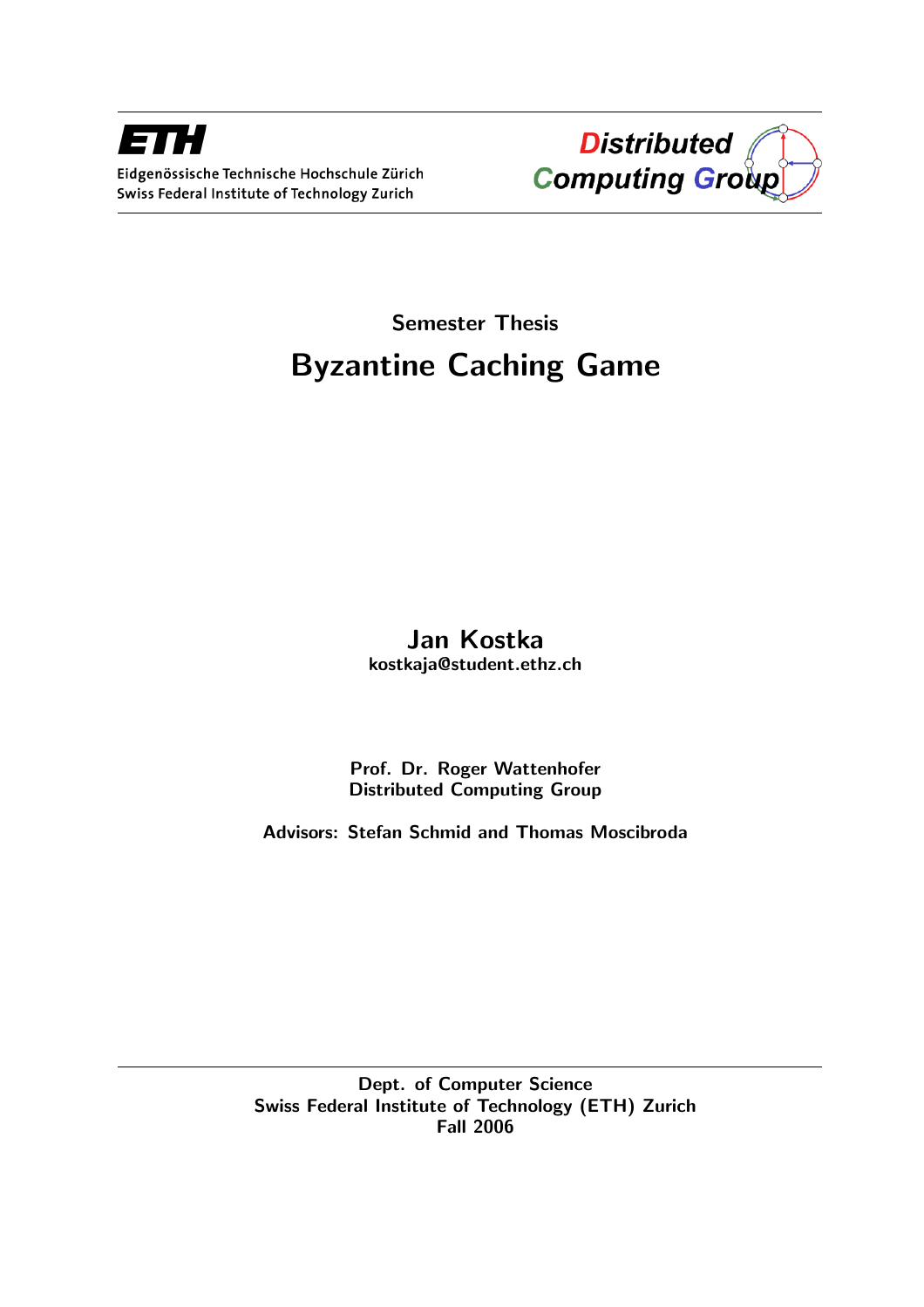ETH

Eidgenössische Technische Hochschule Zürich
Swiss Federal Institute of Technology Zurich

Distributed Computing Group

Semester Thesis

# Byzantine Caching Game

**Jan Kostka**
**kostkaja@student.ethz.ch**

**Prof. Dr. Roger Wattenhofer**
**Distributed Computing Group**

**Advisors: Stefan Schmid and Thomas Moscibroda**

Dept. of Computer Science
Swiss Federal Institute of Technology (ETH) Zurich
Fall 2006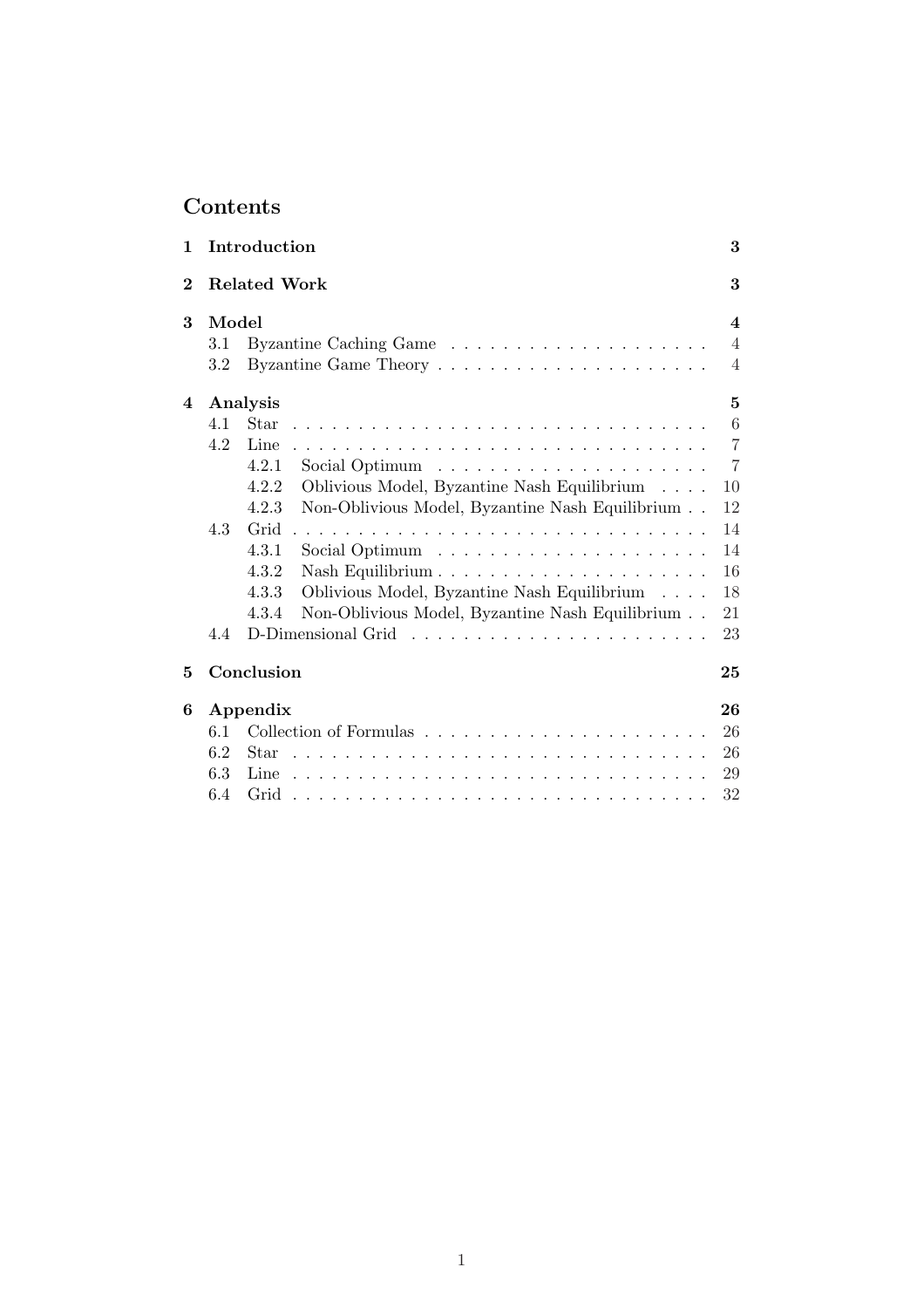# Contents

**1 Introduction** — 3

**2 Related Work** — 3

**3 Model** — 4
- 3.1 Byzantine Caching Game — 4
- 3.2 Byzantine Game Theory — 4

**4 Analysis** — 5
- 4.1 Star — 6
- 4.2 Line — 7
  - 4.2.1 Social Optimum — 7
  - 4.2.2 Oblivious Model, Byzantine Nash Equilibrium — 10
  - 4.2.3 Non-Oblivious Model, Byzantine Nash Equilibrium — 12
- 4.3 Grid — 14
  - 4.3.1 Social Optimum — 14
  - 4.3.2 Nash Equilibrium — 16
  - 4.3.3 Oblivious Model, Byzantine Nash Equilibrium — 18
  - 4.3.4 Non-Oblivious Model, Byzantine Nash Equilibrium — 21
- 4.4 D-Dimensional Grid — 23

**5 Conclusion** — 25

**6 Appendix** — 26
- 6.1 Collection of Formulas — 26
- 6.2 Star — 26
- 6.3 Line — 29
- 6.4 Grid — 32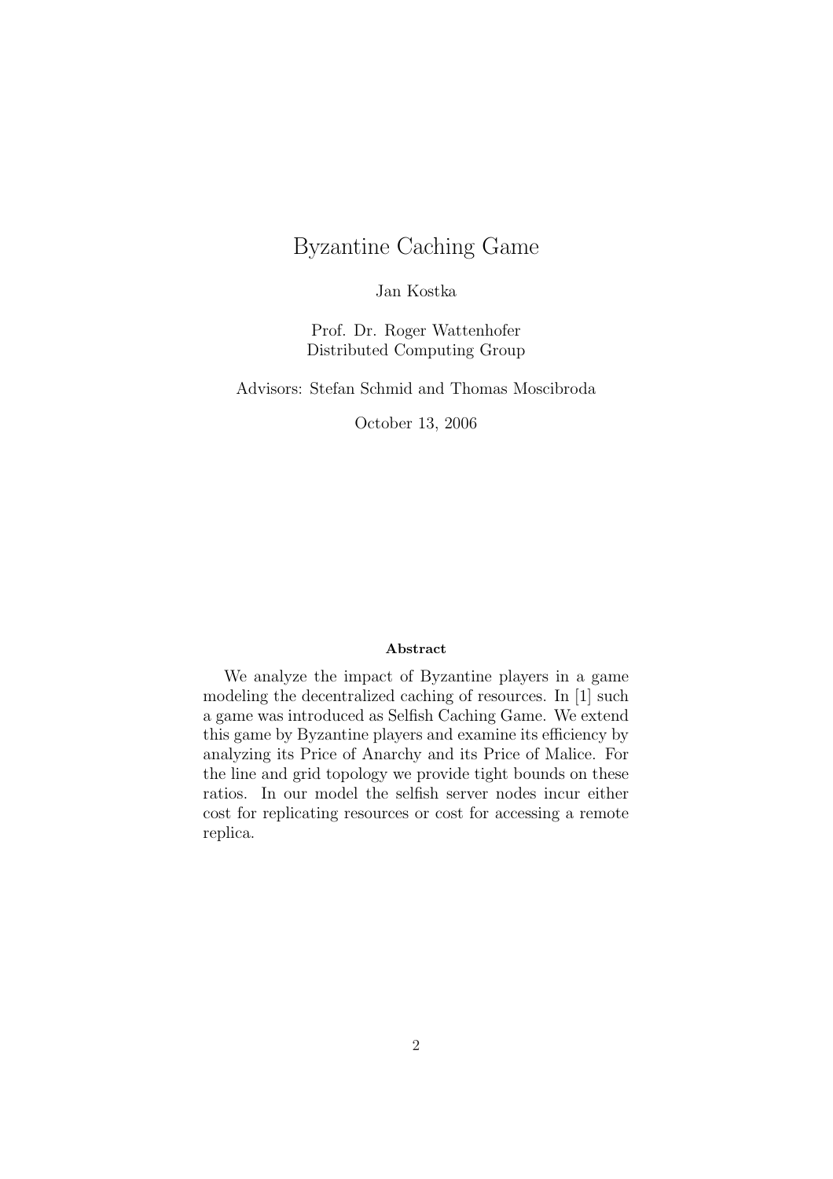# Byzantine Caching Game

Jan Kostka

Prof. Dr. Roger Wattenhofer
Distributed Computing Group

Advisors: Stefan Schmid and Thomas Moscibroda

October 13, 2006

**Abstract**

We analyze the impact of Byzantine players in a game modeling the decentralized caching of resources. In [1] such a game was introduced as Selfish Caching Game. We extend this game by Byzantine players and examine its efficiency by analyzing its Price of Anarchy and its Price of Malice. For the line and grid topology we provide tight bounds on these ratios. In our model the selfish server nodes incur either cost for replicating resources or cost for accessing a remote replica.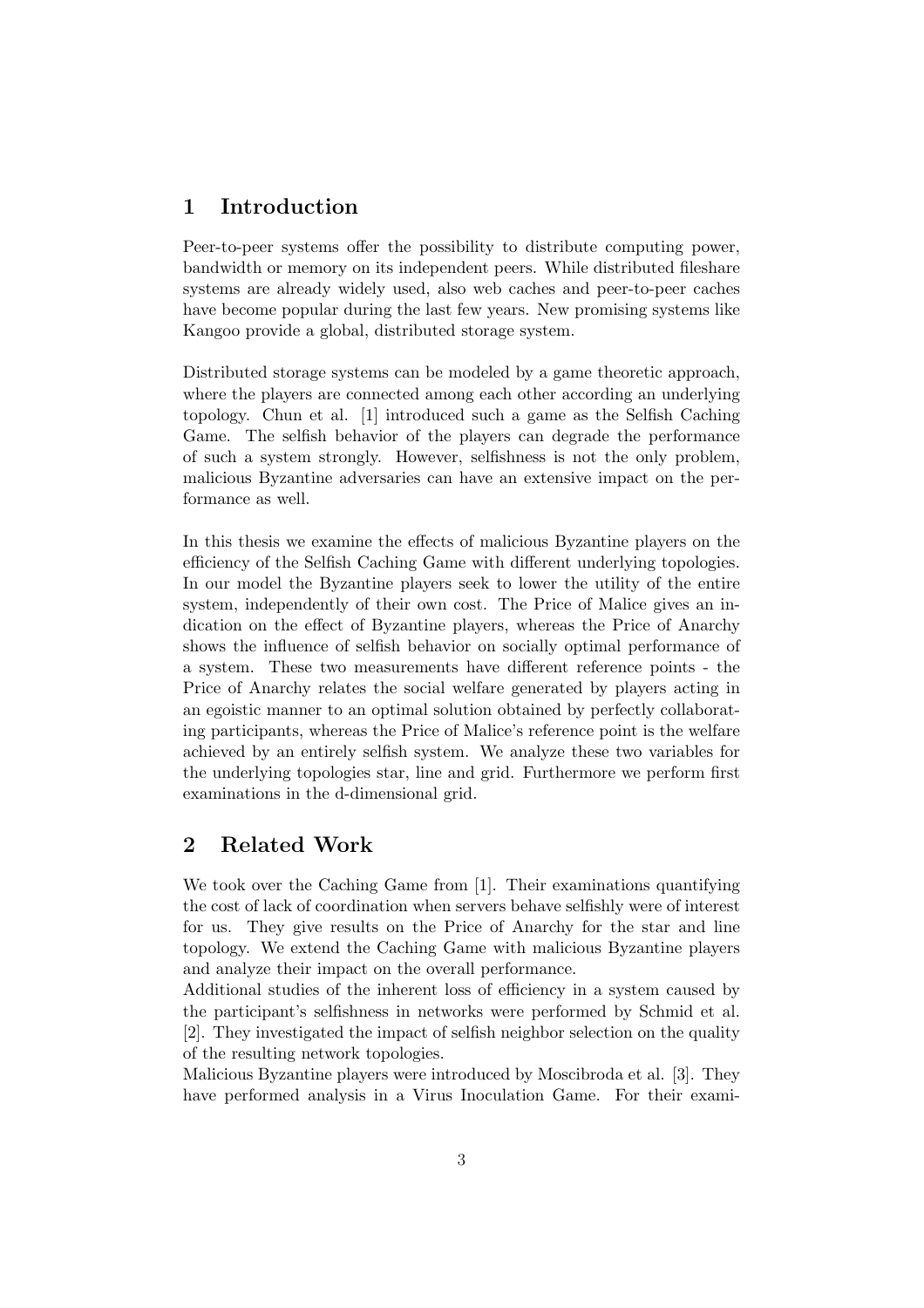# 1 Introduction

Peer-to-peer systems offer the possibility to distribute computing power, bandwidth or memory on its independent peers. While distributed fileshare systems are already widely used, also web caches and peer-to-peer caches have become popular during the last few years. New promising systems like Kangoo provide a global, distributed storage system.

Distributed storage systems can be modeled by a game theoretic approach, where the players are connected among each other according an underlying topology. Chun et al. [1] introduced such a game as the Selfish Caching Game. The selfish behavior of the players can degrade the performance of such a system strongly. However, selfishness is not the only problem, malicious Byzantine adversaries can have an extensive impact on the performance as well.

In this thesis we examine the effects of malicious Byzantine players on the efficiency of the Selfish Caching Game with different underlying topologies. In our model the Byzantine players seek to lower the utility of the entire system, independently of their own cost. The Price of Malice gives an indication on the effect of Byzantine players, whereas the Price of Anarchy shows the influence of selfish behavior on socially optimal performance of a system. These two measurements have different reference points - the Price of Anarchy relates the social welfare generated by players acting in an egoistic manner to an optimal solution obtained by perfectly collaborating participants, whereas the Price of Malice's reference point is the welfare achieved by an entirely selfish system. We analyze these two variables for the underlying topologies star, line and grid. Furthermore we perform first examinations in the d-dimensional grid.

# 2 Related Work

We took over the Caching Game from [1]. Their examinations quantifying the cost of lack of coordination when servers behave selfishly were of interest for us. They give results on the Price of Anarchy for the star and line topology. We extend the Caching Game with malicious Byzantine players and analyze their impact on the overall performance.
Additional studies of the inherent loss of efficiency in a system caused by the participant's selfishness in networks were performed by Schmid et al. [2]. They investigated the impact of selfish neighbor selection on the quality of the resulting network topologies.
Malicious Byzantine players were introduced by Moscibroda et al. [3]. They have performed analysis in a Virus Inoculation Game. For their exami-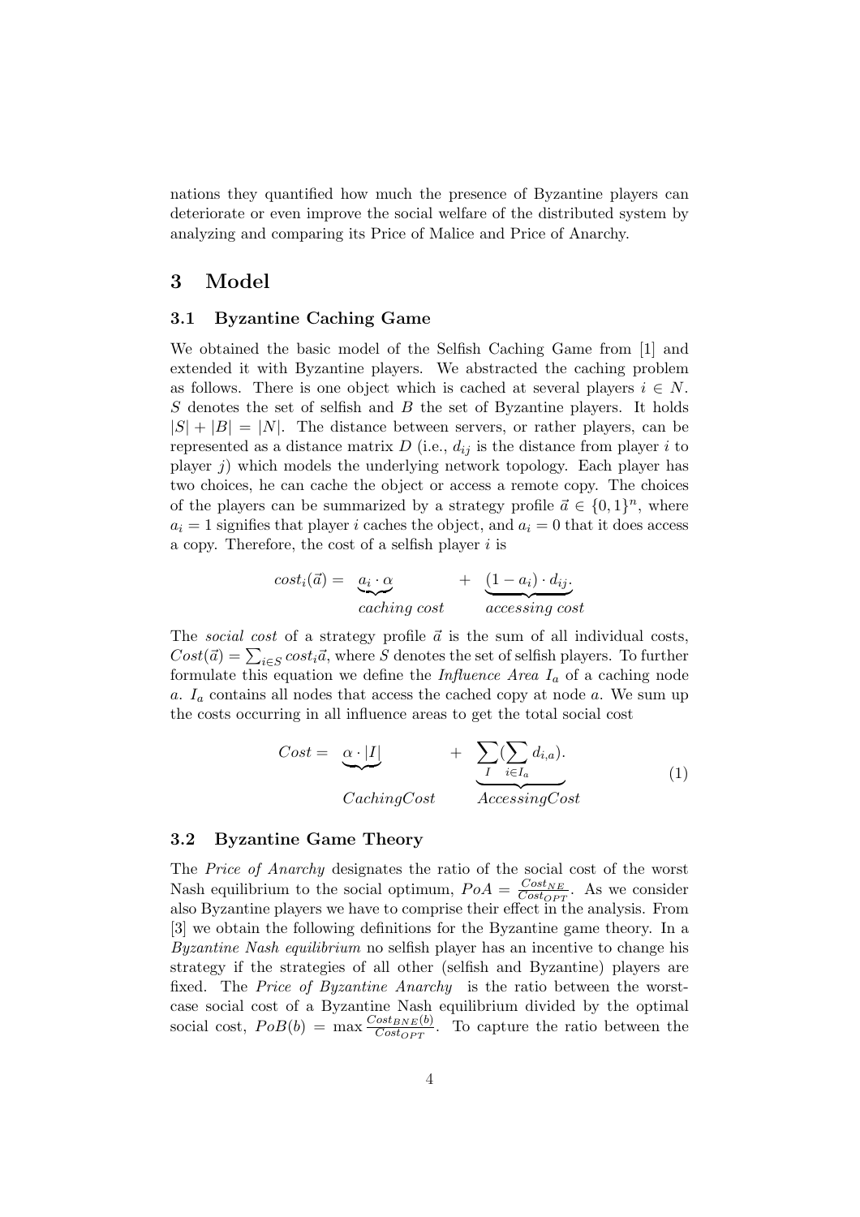nations they quantified how much the presence of Byzantine players can deteriorate or even improve the social welfare of the distributed system by analyzing and comparing its Price of Malice and Price of Anarchy.

# 3 Model

## 3.1 Byzantine Caching Game

We obtained the basic model of the Selfish Caching Game from [1] and extended it with Byzantine players. We abstracted the caching problem as follows. There is one object which is cached at several players $i \in N$. $S$ denotes the set of selfish and $B$ the set of Byzantine players. It holds $|S| + |B| = |N|$. The distance between servers, or rather players, can be represented as a distance matrix $D$ (i.e., $d_{ij}$ is the distance from player $i$ to player $j$) which models the underlying network topology. Each player has two choices, he can cache the object or access a remote copy. The choices of the players can be summarized by a strategy profile $\vec{a} \in \{0,1\}^n$, where $a_i = 1$ signifies that player $i$ caches the object, and $a_i = 0$ that it does access a copy. Therefore, the cost of a selfish player $i$ is

$$cost_i(\vec{a}) = \underbrace{a_i \cdot \alpha}_{caching\ cost} + \underbrace{(1 - a_i) \cdot d_{ij}}_{accessing\ cost}.$$

The *social cost* of a strategy profile $\vec{a}$ is the sum of all individual costs, $Cost(\vec{a}) = \sum_{i \in S} cost_i \vec{a}$, where $S$ denotes the set of selfish players. To further formulate this equation we define the *Influence Area* $I_a$ of a caching node $a$. $I_a$ contains all nodes that access the cached copy at node $a$. We sum up the costs occurring in all influence areas to get the total social cost

$$Cost = \underbrace{\alpha \cdot |I|}_{CachingCost} + \underbrace{\sum_{I}(\sum_{i \in I_a} d_{i,a})}_{AccessingCost}. \tag{1}$$

## 3.2 Byzantine Game Theory

The *Price of Anarchy* designates the ratio of the social cost of the worst Nash equilibrium to the social optimum, $PoA = \frac{Cost_{NE}}{Cost_{OPT}}$. As we consider also Byzantine players we have to comprise their effect in the analysis. From [3] we obtain the following definitions for the Byzantine game theory. In a *Byzantine Nash equilibrium* no selfish player has an incentive to change his strategy if the strategies of all other (selfish and Byzantine) players are fixed. The *Price of Byzantine Anarchy* is the ratio between the worst-case social cost of a Byzantine Nash equilibrium divided by the optimal social cost, $PoB(b) = \max \frac{Cost_{BNE}(b)}{Cost_{OPT}}$. To capture the ratio between the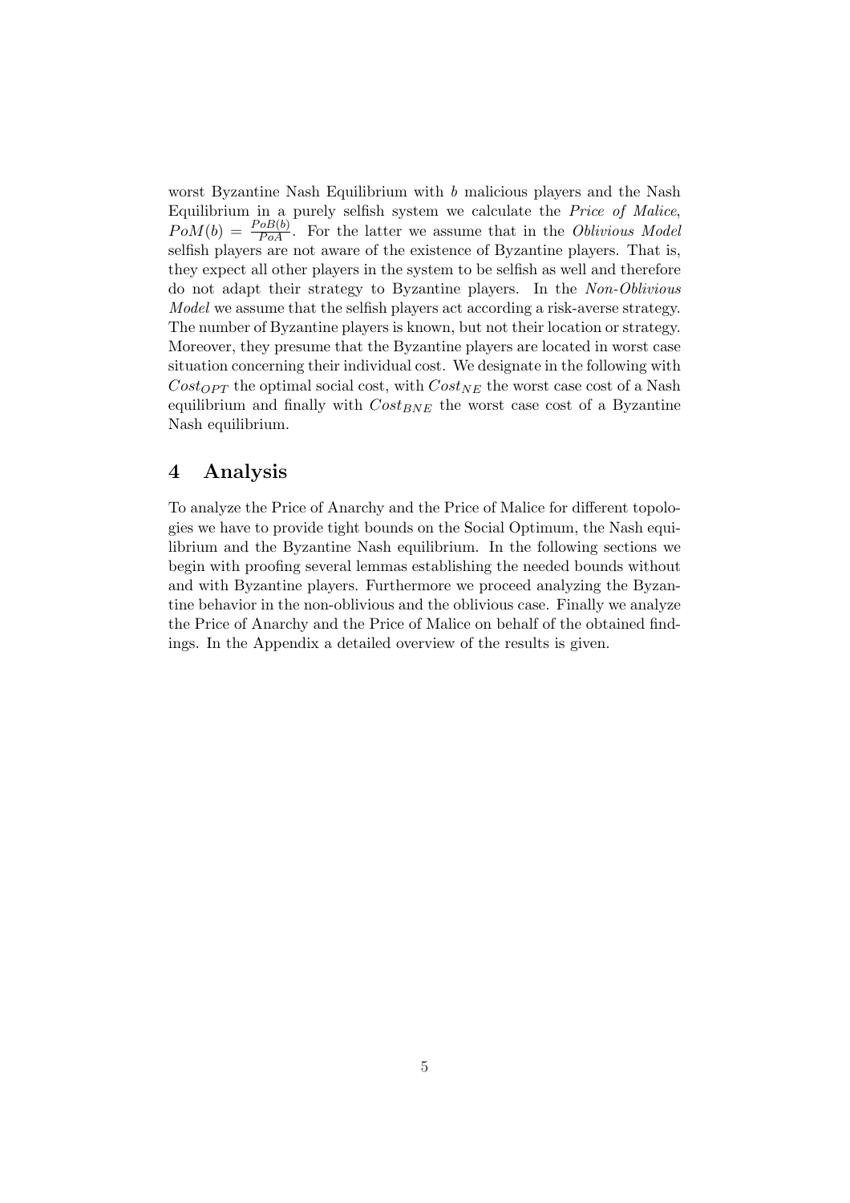worst Byzantine Nash Equilibrium with $b$ malicious players and the Nash Equilibrium in a purely selfish system we calculate the *Price of Malice*, $PoM(b) = \frac{PoB(b)}{PoA}$. For the latter we assume that in the *Oblivious Model* selfish players are not aware of the existence of Byzantine players. That is, they expect all other players in the system to be selfish as well and therefore do not adapt their strategy to Byzantine players. In the *Non-Oblivious Model* we assume that the selfish players act according a risk-averse strategy. The number of Byzantine players is known, but not their location or strategy. Moreover, they presume that the Byzantine players are located in worst case situation concerning their individual cost. We designate in the following with $Cost_{OPT}$ the optimal social cost, with $Cost_{NE}$ the worst case cost of a Nash equilibrium and finally with $Cost_{BNE}$ the worst case cost of a Byzantine Nash equilibrium.

# 4 Analysis

To analyze the Price of Anarchy and the Price of Malice for different topologies we have to provide tight bounds on the Social Optimum, the Nash equilibrium and the Byzantine Nash equilibrium. In the following sections we begin with proofing several lemmas establishing the needed bounds without and with Byzantine players. Furthermore we proceed analyzing the Byzantine behavior in the non-oblivious and the oblivious case. Finally we analyze the Price of Anarchy and the Price of Malice on behalf of the obtained findings. In the Appendix a detailed overview of the results is given.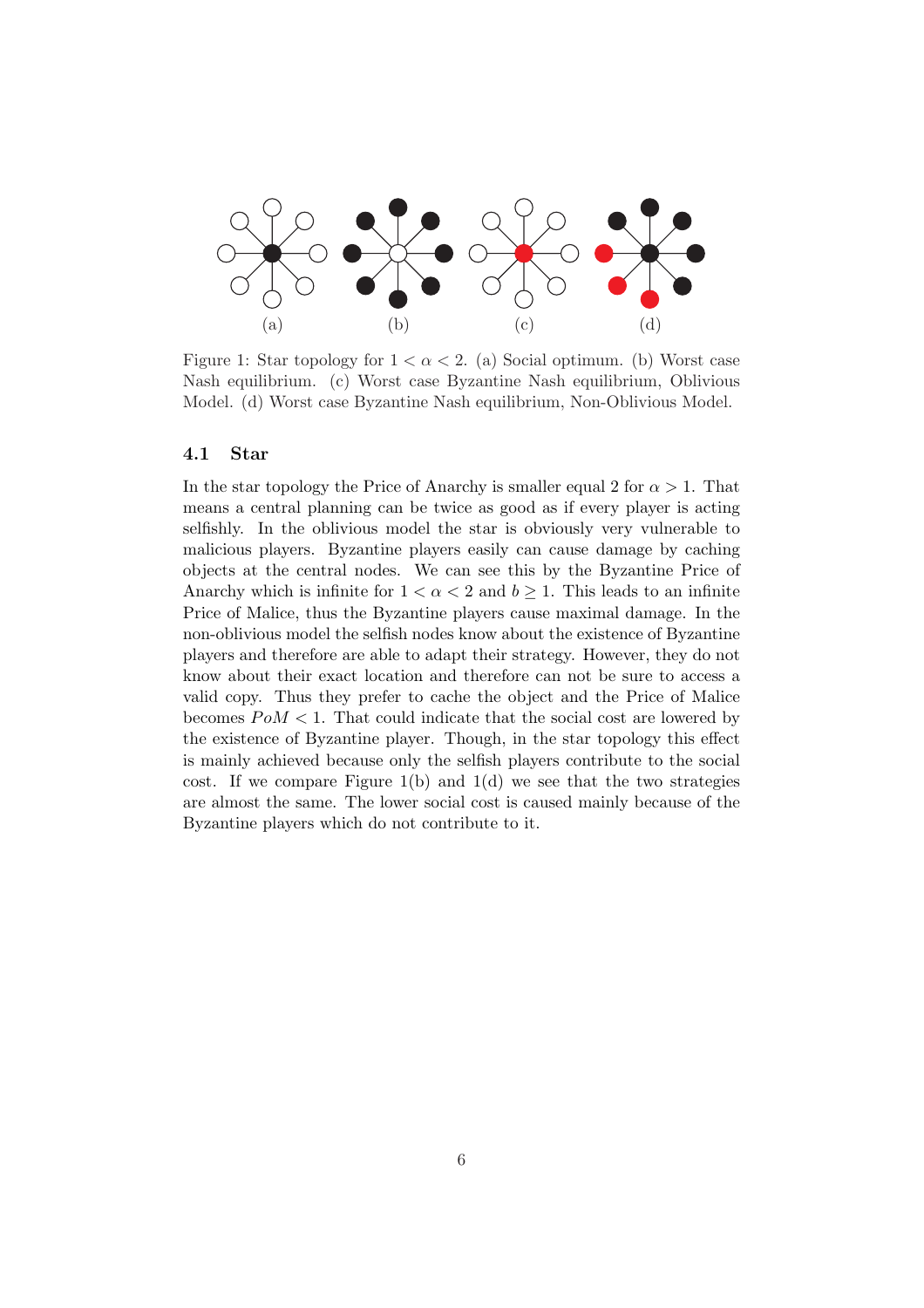Figure 1: Star topology for $1 < \alpha < 2$. (a) Social optimum. (b) Worst case Nash equilibrium. (c) Worst case Byzantine Nash equilibrium, Oblivious Model. (d) Worst case Byzantine Nash equilibrium, Non-Oblivious Model.

### 4.1 Star

In the star topology the Price of Anarchy is smaller equal 2 for $\alpha > 1$. That means a central planning can be twice as good as if every player is acting selfishly. In the oblivious model the star is obviously very vulnerable to malicious players. Byzantine players easily can cause damage by caching objects at the central nodes. We can see this by the Byzantine Price of Anarchy which is infinite for $1 < \alpha < 2$ and $b \geq 1$. This leads to an infinite Price of Malice, thus the Byzantine players cause maximal damage. In the non-oblivious model the selfish nodes know about the existence of Byzantine players and therefore are able to adapt their strategy. However, they do not know about their exact location and therefore can not be sure to access a valid copy. Thus they prefer to cache the object and the Price of Malice becomes $PoM < 1$. That could indicate that the social cost are lowered by the existence of Byzantine player. Though, in the star topology this effect is mainly achieved because only the selfish players contribute to the social cost. If we compare Figure 1(b) and 1(d) we see that the two strategies are almost the same. The lower social cost is caused mainly because of the Byzantine players which do not contribute to it.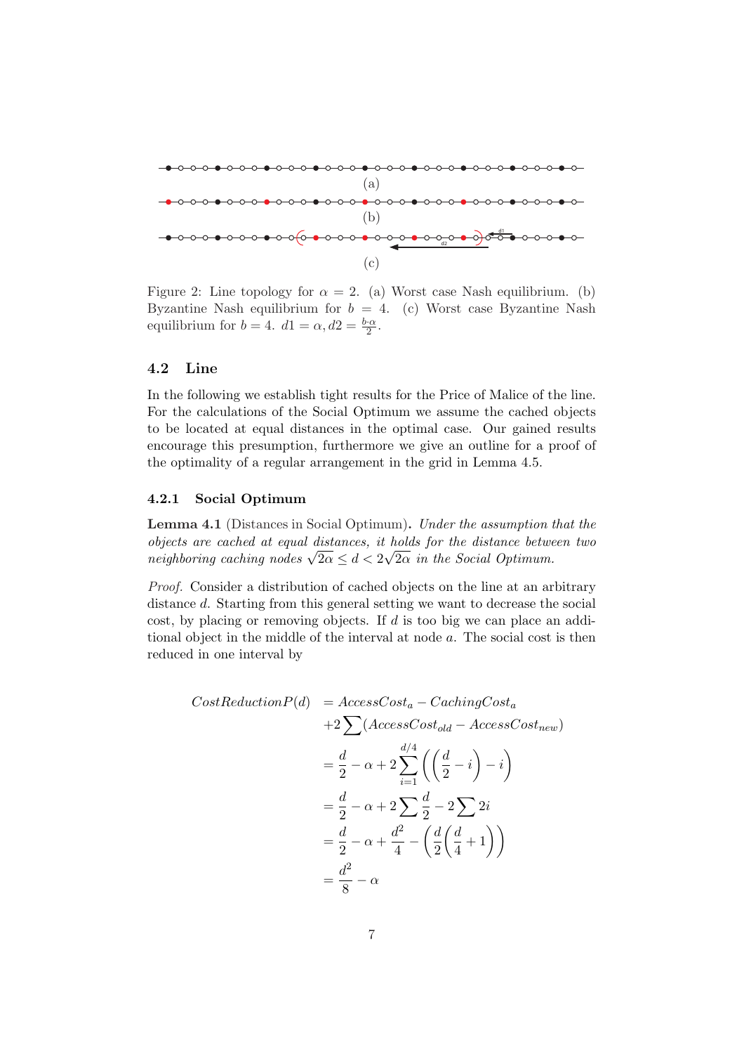Figure 2: Line topology for $\alpha = 2$. (a) Worst case Nash equilibrium. (b) Byzantine Nash equilibrium for $b = 4$. (c) Worst case Byzantine Nash equilibrium for $b = 4$. $d1 = \alpha, d2 = \frac{b \cdot \alpha}{2}$.

### 4.2 Line

In the following we establish tight results for the Price of Malice of the line. For the calculations of the Social Optimum we assume the cached objects to be located at equal distances in the optimal case. Our gained results encourage this presumption, furthermore we give an outline for a proof of the optimality of a regular arrangement in the grid in Lemma 4.5.

#### 4.2.1 Social Optimum

**Lemma 4.1** (Distances in Social Optimum)**.** *Under the assumption that the objects are cached at equal distances, it holds for the distance between two neighboring caching nodes $\sqrt{2\alpha} \leq d < 2\sqrt{2\alpha}$ in the Social Optimum.*

*Proof.* Consider a distribution of cached objects on the line at an arbitrary distance $d$. Starting from this general setting we want to decrease the social cost, by placing or removing objects. If $d$ is too big we can place an additional object in the middle of the interval at node $a$. The social cost is then reduced in one interval by

$$
\begin{aligned}
CostReductionP(d) &= AccessCost_a - CachingCost_a \\
&\quad + 2\sum (AccessCost_{old} - AccessCost_{new}) \\
&= \frac{d}{2} - \alpha + 2\sum_{i=1}^{d/4} \left( \left( \frac{d}{2} - i \right) - i \right) \\
&= \frac{d}{2} - \alpha + 2\sum \frac{d}{2} - 2\sum 2i \\
&= \frac{d}{2} - \alpha + \frac{d^2}{4} - \left( \frac{d}{2}\left( \frac{d}{4} + 1 \right) \right) \\
&= \frac{d^2}{8} - \alpha
\end{aligned}
$$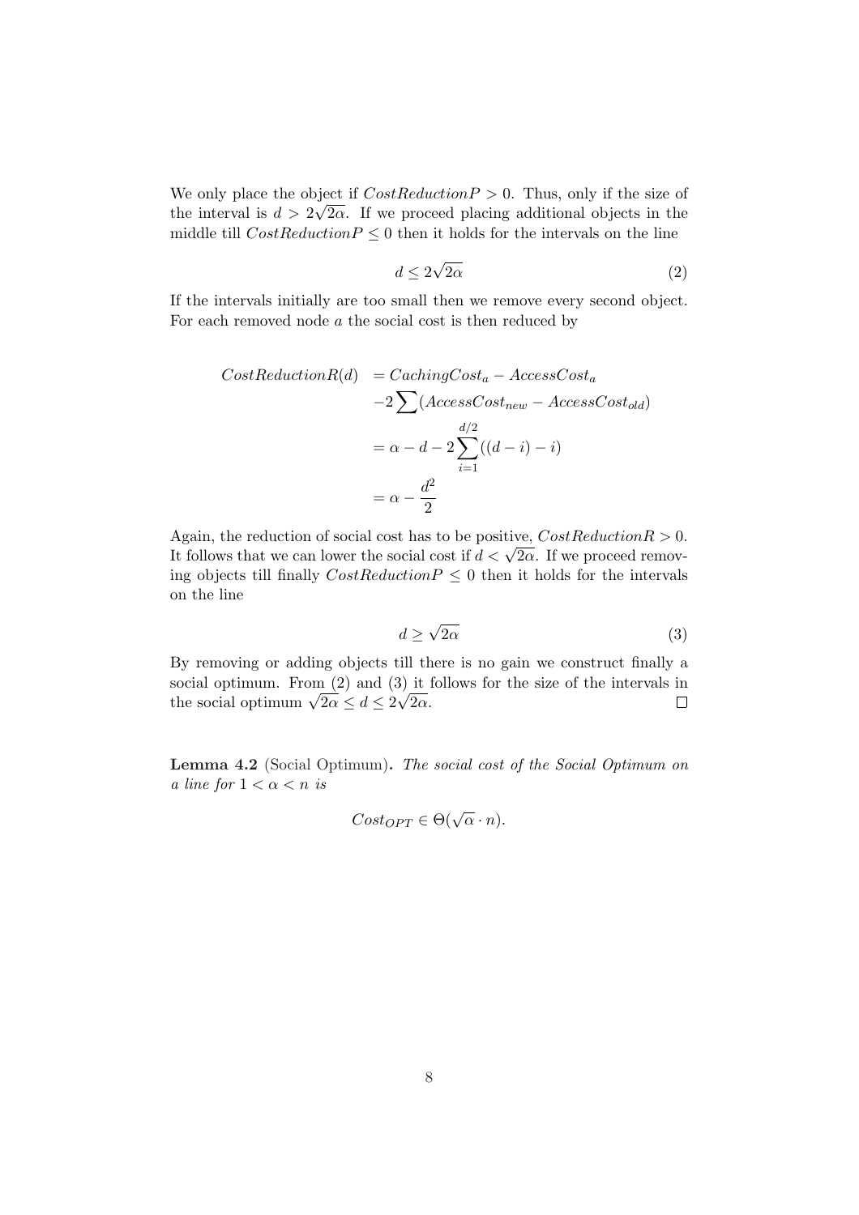We only place the object if $CostReductionP > 0$. Thus, only if the size of the interval is $d > 2\sqrt{2\alpha}$. If we proceed placing additional objects in the middle till $CostReductionP \leq 0$ then it holds for the intervals on the line

$$d \leq 2\sqrt{2\alpha} \tag{2}$$

If the intervals initially are too small then we remove every second object. For each removed node $a$ the social cost is then reduced by

$$\begin{aligned}
CostReductionR(d) &= CachingCost_a - AccessCost_a \\
&\quad -2\sum(AccessCost_{new} - AccessCost_{old}) \\
&= \alpha - d - 2\sum_{i=1}^{d/2}((d-i)-i) \\
&= \alpha - \frac{d^2}{2}
\end{aligned}$$

Again, the reduction of social cost has to be positive, $CostReductionR > 0$. It follows that we can lower the social cost if $d < \sqrt{2\alpha}$. If we proceed removing objects till finally $CostReductionP \leq 0$ then it holds for the intervals on the line

$$d \geq \sqrt{2\alpha} \tag{3}$$

By removing or adding objects till there is no gain we construct finally a social optimum. From (2) and (3) it follows for the size of the intervals in the social optimum $\sqrt{2\alpha} \leq d \leq 2\sqrt{2\alpha}$. □

**Lemma 4.2** (Social Optimum)**.** *The social cost of the Social Optimum on a line for $1 < \alpha < n$ is*

$$Cost_{OPT} \in \Theta(\sqrt{\alpha} \cdot n).$$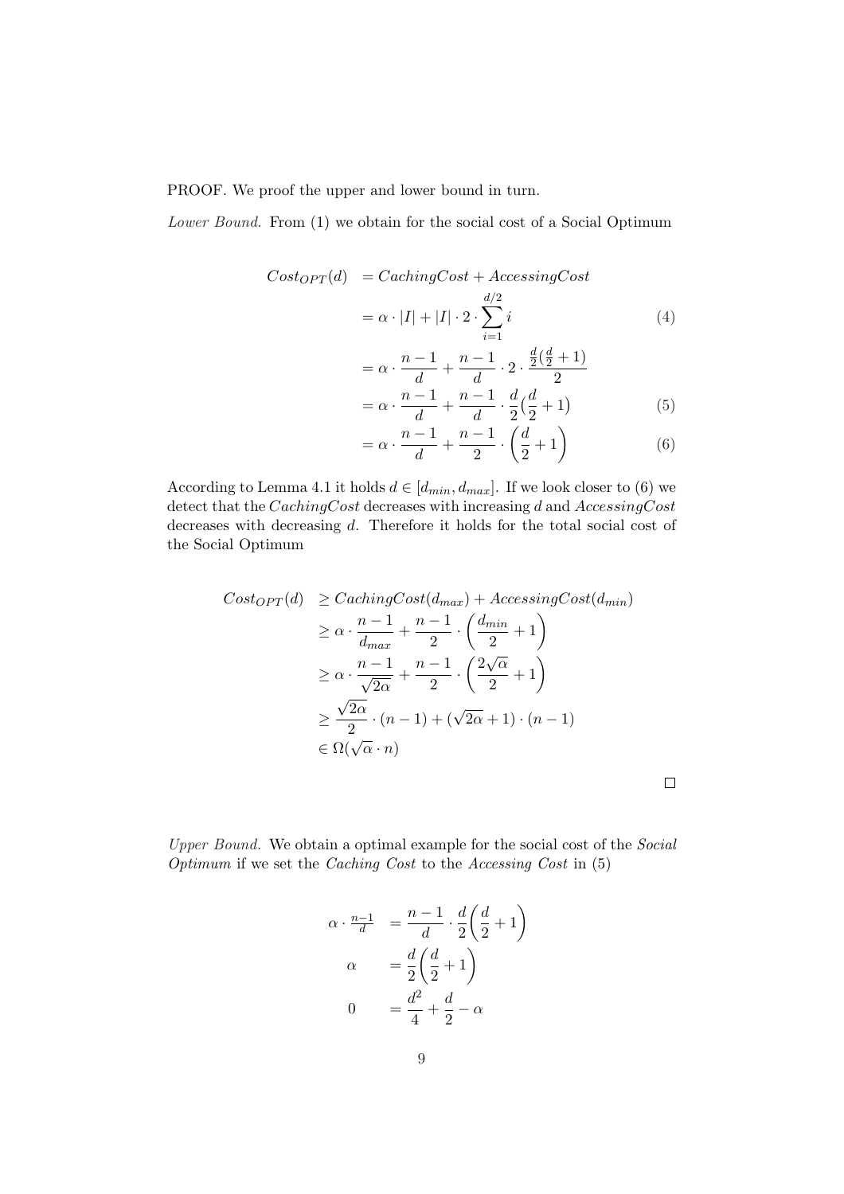PROOF. We proof the upper and lower bound in turn.

*Lower Bound.* From (1) we obtain for the social cost of a Social Optimum

$$
\begin{aligned}
Cost_{OPT}(d) &= CachingCost + AccessingCost \\
&= \alpha \cdot |I| + |I| \cdot 2 \cdot \sum_{i=1}^{d/2} i && (4) \\
&= \alpha \cdot \frac{n-1}{d} + \frac{n-1}{d} \cdot 2 \cdot \frac{\frac{d}{2}(\frac{d}{2}+1)}{2} \\
&= \alpha \cdot \frac{n-1}{d} + \frac{n-1}{d} \cdot \frac{d}{2}\left(\frac{d}{2}+1\right) && (5) \\
&= \alpha \cdot \frac{n-1}{d} + \frac{n-1}{2} \cdot \left(\frac{d}{2}+1\right) && (6)
\end{aligned}
$$

According to Lemma 4.1 it holds $d \in [d_{min}, d_{max}]$. If we look closer to (6) we detect that the $CachingCost$ decreases with increasing $d$ and $AccessingCost$ decreases with decreasing $d$. Therefore it holds for the total social cost of the Social Optimum

$$
\begin{aligned}
Cost_{OPT}(d) &\geq CachingCost(d_{max}) + AccessingCost(d_{min}) \\
&\geq \alpha \cdot \frac{n-1}{d_{max}} + \frac{n-1}{2} \cdot \left(\frac{d_{min}}{2}+1\right) \\
&\geq \alpha \cdot \frac{n-1}{\sqrt{2\alpha}} + \frac{n-1}{2} \cdot \left(\frac{2\sqrt{\alpha}}{2}+1\right) \\
&\geq \frac{\sqrt{2\alpha}}{2} \cdot (n-1) + (\sqrt{2\alpha}+1) \cdot (n-1) \\
&\in \Omega(\sqrt{\alpha} \cdot n)
\end{aligned}
$$

□

*Upper Bound.* We obtain a optimal example for the social cost of the *Social Optimum* if we set the *Caching Cost* to the *Accessing Cost* in (5)

$$
\begin{aligned}
\alpha \cdot \tfrac{n-1}{d} &= \frac{n-1}{d} \cdot \frac{d}{2}\left(\frac{d}{2}+1\right) \\
\alpha &= \frac{d}{2}\left(\frac{d}{2}+1\right) \\
0 &= \frac{d^2}{4} + \frac{d}{2} - \alpha
\end{aligned}
$$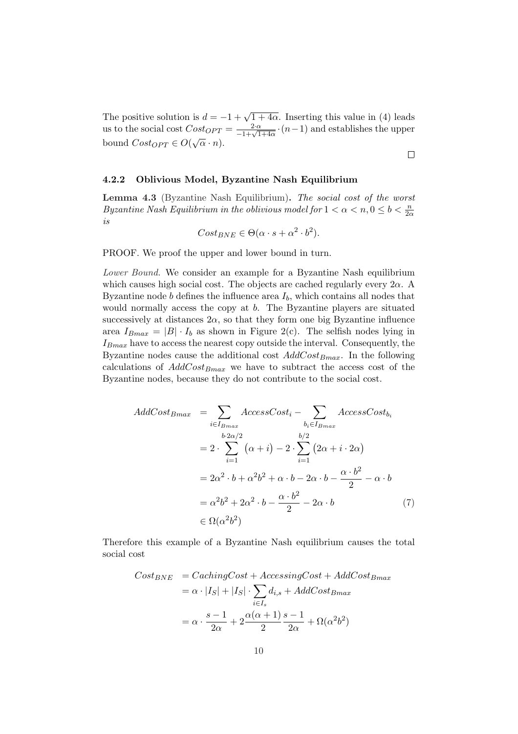The positive solution is $d = -1 + \sqrt{1 + 4\alpha}$. Inserting this value in (4) leads us to the social cost $Cost_{OPT} = \frac{2 \cdot \alpha}{-1+\sqrt{1+4\alpha}} \cdot (n-1)$ and establishes the upper bound $Cost_{OPT} \in O(\sqrt{\alpha} \cdot n)$.

□

### 4.2.2 Oblivious Model, Byzantine Nash Equilibrium

**Lemma 4.3** (Byzantine Nash Equilibrium)**.** *The social cost of the worst Byzantine Nash Equilibrium in the oblivious model for $1 < \alpha < n, 0 \leq b < \frac{n}{2\alpha}$ is*

$$Cost_{BNE} \in \Theta(\alpha \cdot s + \alpha^2 \cdot b^2).$$

PROOF. We proof the upper and lower bound in turn.

*Lower Bound.* We consider an example for a Byzantine Nash equilibrium which causes high social cost. The objects are cached regularly every $2\alpha$. A Byzantine node $b$ defines the influence area $I_b$, which contains all nodes that would normally access the copy at $b$. The Byzantine players are situated successively at distances $2\alpha$, so that they form one big Byzantine influence area $I_{Bmax} = |B| \cdot I_b$ as shown in Figure 2(c). The selfish nodes lying in $I_{Bmax}$ have to access the nearest copy outside the interval. Consequently, the Byzantine nodes cause the additional cost $AddCost_{Bmax}$. In the following calculations of $AddCost_{Bmax}$ we have to subtract the access cost of the Byzantine nodes, because they do not contribute to the social cost.

$$\begin{aligned}
AddCost_{Bmax} &= \sum_{i \in I_{Bmax}} AccessCost_i - \sum_{b_i \in I_{Bmax}} AccessCost_{b_i} \\
&= 2 \cdot \sum_{i=1}^{b \cdot 2\alpha/2} \big(\alpha + i\big) - 2 \cdot \sum_{i=1}^{b/2} \big(2\alpha + i \cdot 2\alpha\big) \\
&= 2\alpha^2 \cdot b + \alpha^2 b^2 + \alpha \cdot b - 2\alpha \cdot b - \frac{\alpha \cdot b^2}{2} - \alpha \cdot b \\
&= \alpha^2 b^2 + 2\alpha^2 \cdot b - \frac{\alpha \cdot b^2}{2} - 2\alpha \cdot b \qquad (7) \\
&\in \Omega(\alpha^2 b^2)
\end{aligned}$$

Therefore this example of a Byzantine Nash equilibrium causes the total social cost

$$\begin{aligned}
Cost_{BNE} &= CachingCost + AccessingCost + AddCost_{Bmax} \\
&= \alpha \cdot |I_S| + |I_S| \cdot \sum_{i \in I_s} d_{i,s} + AddCost_{Bmax} \\
&= \alpha \cdot \frac{s-1}{2\alpha} + 2\frac{\alpha(\alpha+1)}{2}\frac{s-1}{2\alpha} + \Omega(\alpha^2 b^2)
\end{aligned}$$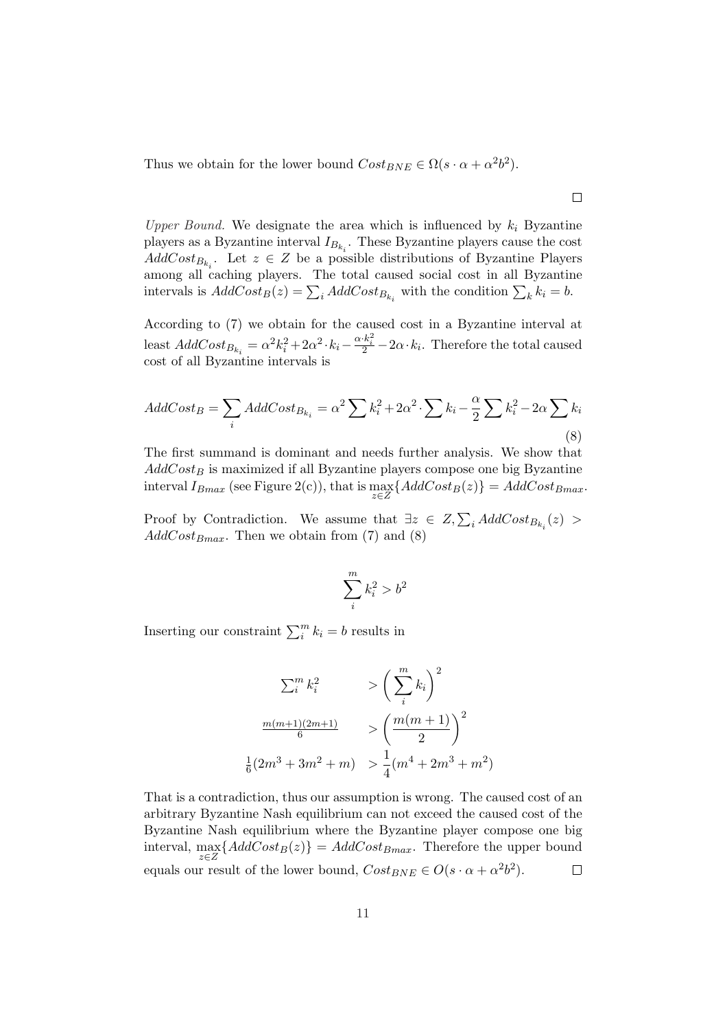Thus we obtain for the lower bound $Cost_{BNE} \in \Omega(s \cdot \alpha + \alpha^2 b^2)$.

$\square$

*Upper Bound.* We designate the area which is influenced by $k_i$ Byzantine players as a Byzantine interval $I_{B_{k_i}}$. These Byzantine players cause the cost $AddCost_{B_{k_i}}$. Let $z \in Z$ be a possible distributions of Byzantine Players among all caching players. The total caused social cost in all Byzantine intervals is $AddCost_B(z) = \sum_i AddCost_{B_{k_i}}$ with the condition $\sum_k k_i = b$.

According to (7) we obtain for the caused cost in a Byzantine interval at least $AddCost_{B_{k_i}} = \alpha^2 k_i^2 + 2\alpha^2 \cdot k_i - \frac{\alpha \cdot k_i^2}{2} - 2\alpha \cdot k_i$. Therefore the total caused cost of all Byzantine intervals is

$$AddCost_B = \sum_i AddCost_{B_{k_i}} = \alpha^2 \sum k_i^2 + 2\alpha^2 \cdot \sum k_i - \frac{\alpha}{2} \sum k_i^2 - 2\alpha \sum k_i \tag{8}$$

The first summand is dominant and needs further analysis. We show that $AddCost_B$ is maximized if all Byzantine players compose one big Byzantine interval $I_{Bmax}$ (see Figure 2(c)), that is $\max_{z \in Z}\{AddCost_B(z)\} = AddCost_{Bmax}$.

Proof by Contradiction. We assume that $\exists z \in Z, \sum_i AddCost_{B_{k_i}}(z) > AddCost_{Bmax}$. Then we obtain from (7) and (8)

$$\sum_i^m k_i^2 > b^2$$

Inserting our constraint $\sum_i^m k_i = b$ results in

$$\begin{aligned}
\sum_i^m k_i^2 &> \left(\sum_i^m k_i\right)^2 \\
\frac{m(m+1)(2m+1)}{6} &> \left(\frac{m(m+1)}{2}\right)^2 \\
\frac{1}{6}(2m^3 + 3m^2 + m) &> \frac{1}{4}(m^4 + 2m^3 + m^2)
\end{aligned}$$

That is a contradiction, thus our assumption is wrong. The caused cost of an arbitrary Byzantine Nash equilibrium can not exceed the caused cost of the Byzantine Nash equilibrium where the Byzantine player compose one big interval, $\max_{z \in Z}\{AddCost_B(z)\} = AddCost_{Bmax}$. Therefore the upper bound equals our result of the lower bound, $Cost_{BNE} \in O(s \cdot \alpha + \alpha^2 b^2)$. $\square$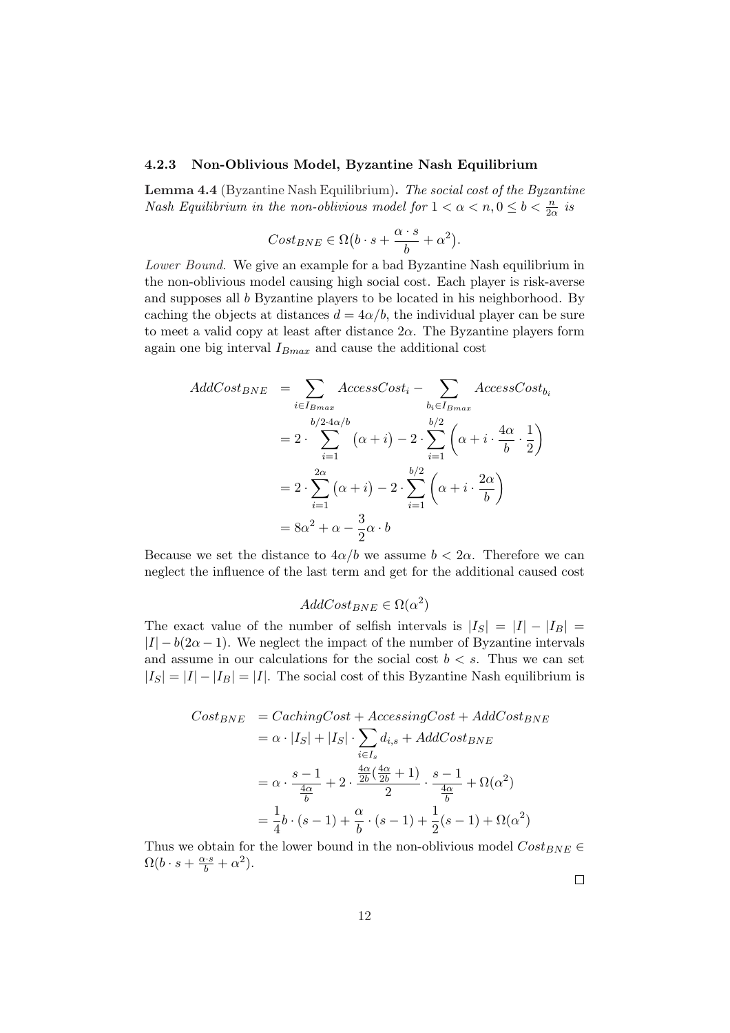### 4.2.3 Non-Oblivious Model, Byzantine Nash Equilibrium

**Lemma 4.4** (Byzantine Nash Equilibrium)**.** *The social cost of the Byzantine Nash Equilibrium in the non-oblivious model for $1 < \alpha < n, 0 \leq b < \frac{n}{2\alpha}$ is*

$$Cost_{BNE} \in \Omega\big(b \cdot s + \frac{\alpha \cdot s}{b} + \alpha^2\big).$$

*Lower Bound.* We give an example for a bad Byzantine Nash equilibrium in the non-oblivious model causing high social cost. Each player is risk-averse and supposes all $b$ Byzantine players to be located in his neighborhood. By caching the objects at distances $d = 4\alpha/b$, the individual player can be sure to meet a valid copy at least after distance $2\alpha$. The Byzantine players form again one big interval $I_{Bmax}$ and cause the additional cost

$$\begin{aligned}
AddCost_{BNE} &= \sum_{i \in I_{Bmax}} AccessCost_i - \sum_{b_i \in I_{Bmax}} AccessCost_{b_i} \\
&= 2 \cdot \sum_{i=1}^{b/2 \cdot 4\alpha/b} \big(\alpha + i\big) - 2 \cdot \sum_{i=1}^{b/2} \left(\alpha + i \cdot \frac{4\alpha}{b} \cdot \frac{1}{2}\right) \\
&= 2 \cdot \sum_{i=1}^{2\alpha} \big(\alpha + i\big) - 2 \cdot \sum_{i=1}^{b/2} \left(\alpha + i \cdot \frac{2\alpha}{b}\right) \\
&= 8\alpha^2 + \alpha - \frac{3}{2}\alpha \cdot b
\end{aligned}$$

Because we set the distance to $4\alpha/b$ we assume $b < 2\alpha$. Therefore we can neglect the influence of the last term and get for the additional caused cost

$$AddCost_{BNE} \in \Omega(\alpha^2)$$

The exact value of the number of selfish intervals is $|I_S| = |I| - |I_B| = |I| - b(2\alpha - 1)$. We neglect the impact of the number of Byzantine intervals and assume in our calculations for the social cost $b < s$. Thus we can set $|I_S| = |I| - |I_B| = |I|$. The social cost of this Byzantine Nash equilibrium is

$$\begin{aligned}
Cost_{BNE} &= CachingCost + AccessingCost + AddCost_{BNE} \\
&= \alpha \cdot |I_S| + |I_S| \cdot \sum_{i \in I_s} d_{i,s} + AddCost_{BNE} \\
&= \alpha \cdot \frac{s-1}{\frac{4\alpha}{b}} + 2 \cdot \frac{\frac{4\alpha}{2b}\left(\frac{4\alpha}{2b} + 1\right)}{2} \cdot \frac{s-1}{\frac{4\alpha}{b}} + \Omega(\alpha^2) \\
&= \frac{1}{4} b \cdot (s-1) + \frac{\alpha}{b} \cdot (s-1) + \frac{1}{2}(s-1) + \Omega(\alpha^2)
\end{aligned}$$

Thus we obtain for the lower bound in the non-oblivious model $Cost_{BNE} \in \Omega(b \cdot s + \frac{\alpha \cdot s}{b} + \alpha^2)$.

□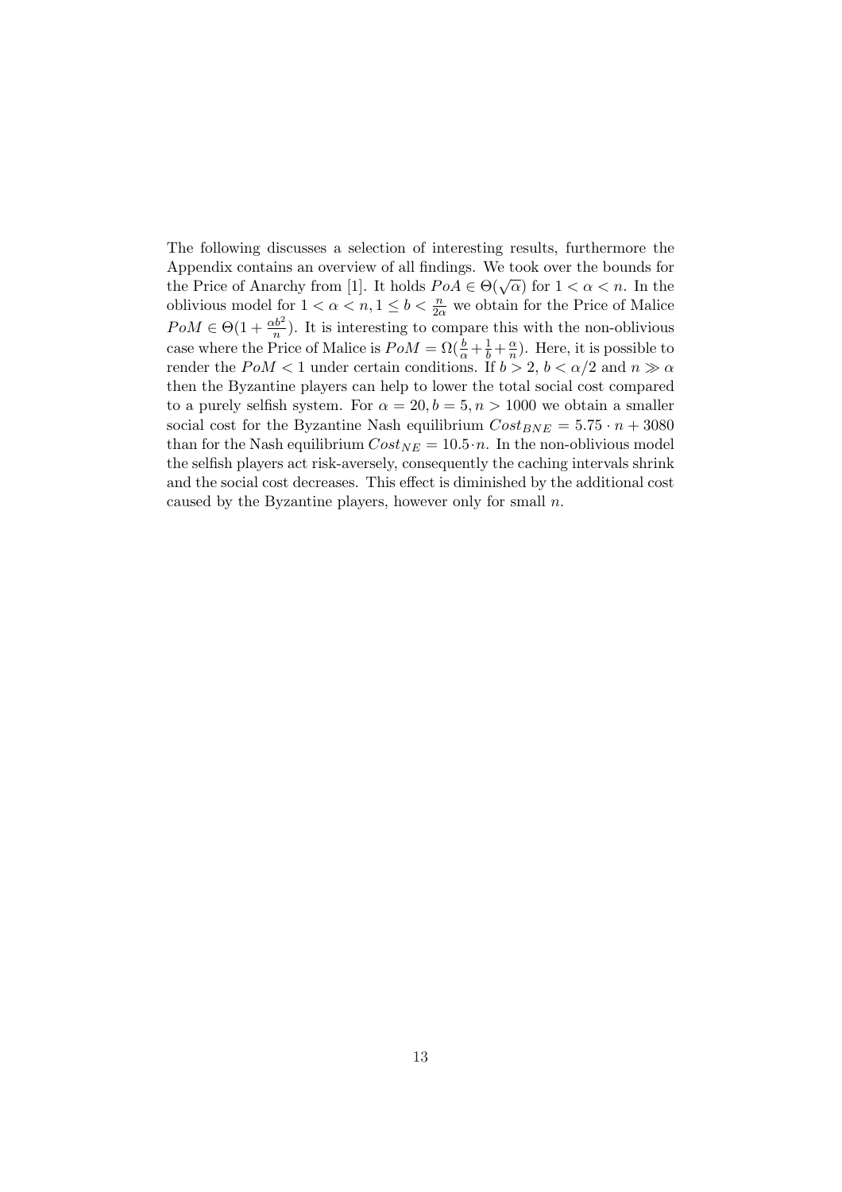The following discusses a selection of interesting results, furthermore the Appendix contains an overview of all findings. We took over the bounds for the Price of Anarchy from [1]. It holds $PoA \in \Theta(\sqrt{\alpha})$ for $1 < \alpha < n$. In the oblivious model for $1 < \alpha < n, 1 \leq b < \frac{n}{2\alpha}$ we obtain for the Price of Malice $PoM \in \Theta(1 + \frac{\alpha b^2}{n})$. It is interesting to compare this with the non-oblivious case where the Price of Malice is $PoM = \Omega(\frac{b}{\alpha} + \frac{1}{b} + \frac{\alpha}{n})$. Here, it is possible to render the $PoM < 1$ under certain conditions. If $b > 2$, $b < \alpha/2$ and $n \gg \alpha$ then the Byzantine players can help to lower the total social cost compared to a purely selfish system. For $\alpha = 20, b = 5, n > 1000$ we obtain a smaller social cost for the Byzantine Nash equilibrium $Cost_{BNE} = 5.75 \cdot n + 3080$ than for the Nash equilibrium $Cost_{NE} = 10.5 \cdot n$. In the non-oblivious model the selfish players act risk-aversely, consequently the caching intervals shrink and the social cost decreases. This effect is diminished by the additional cost caused by the Byzantine players, however only for small $n$.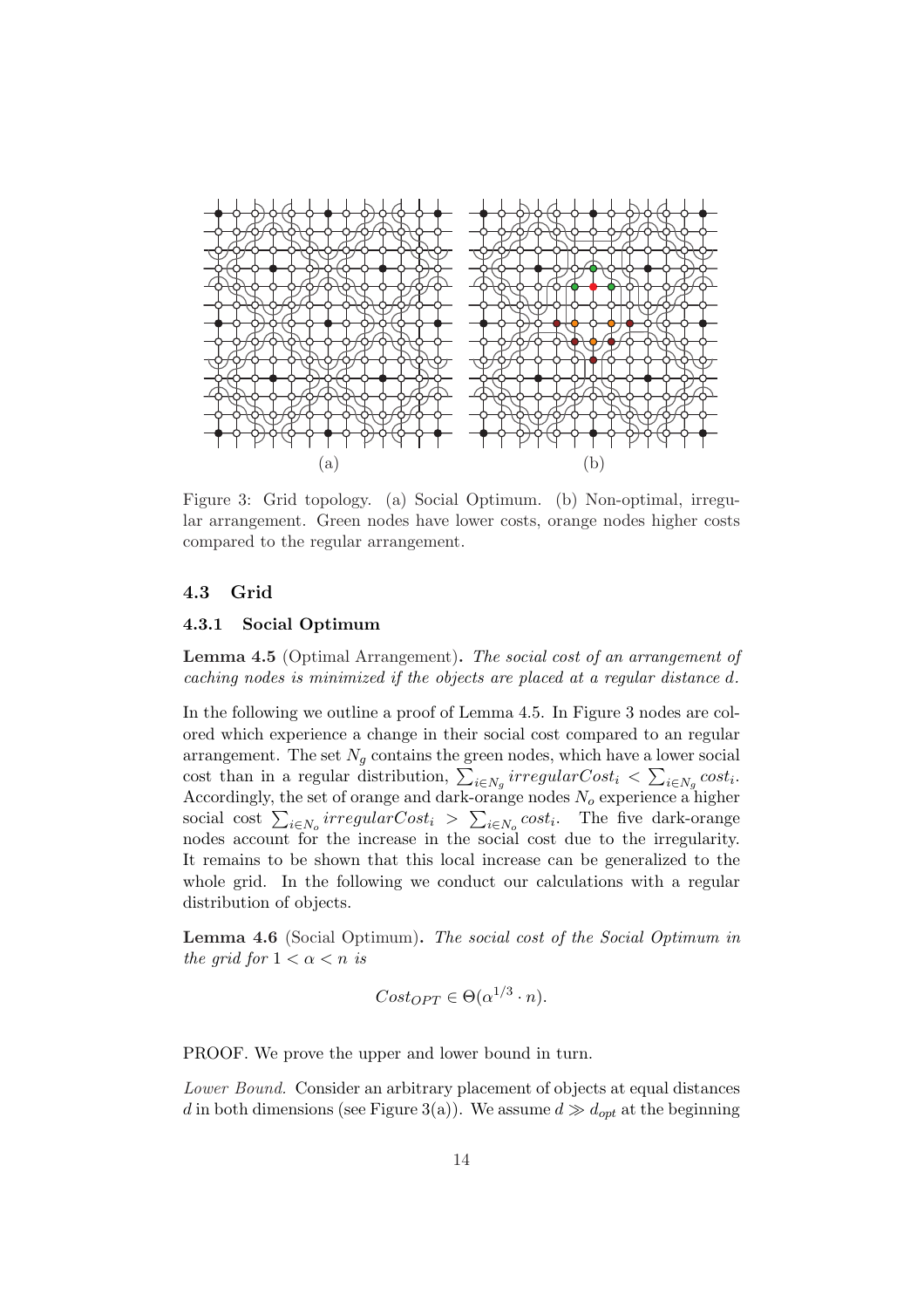Figure 3: Grid topology. (a) Social Optimum. (b) Non-optimal, irregular arrangement. Green nodes have lower costs, orange nodes higher costs compared to the regular arrangement.

### 4.3 Grid

#### 4.3.1 Social Optimum

**Lemma 4.5** (Optimal Arrangement)**.** *The social cost of an arrangement of caching nodes is minimized if the objects are placed at a regular distance d.*

In the following we outline a proof of Lemma 4.5. In Figure 3 nodes are colored which experience a change in their social cost compared to an regular arrangement. The set $N_g$ contains the green nodes, which have a lower social cost than in a regular distribution, $\sum_{i \in N_g} irregularCost_i < \sum_{i \in N_g} cost_i$. Accordingly, the set of orange and dark-orange nodes $N_o$ experience a higher social cost $\sum_{i \in N_o} irregularCost_i > \sum_{i \in N_o} cost_i$. The five dark-orange nodes account for the increase in the social cost due to the irregularity. It remains to be shown that this local increase can be generalized to the whole grid. In the following we conduct our calculations with a regular distribution of objects.

**Lemma 4.6** (Social Optimum)**.** *The social cost of the Social Optimum in the grid for $1 < \alpha < n$ is*

$$Cost_{OPT} \in \Theta(\alpha^{1/3} \cdot n).$$

PROOF. We prove the upper and lower bound in turn.

*Lower Bound.* Consider an arbitrary placement of objects at equal distances $d$ in both dimensions (see Figure 3(a)). We assume $d \gg d_{opt}$ at the beginning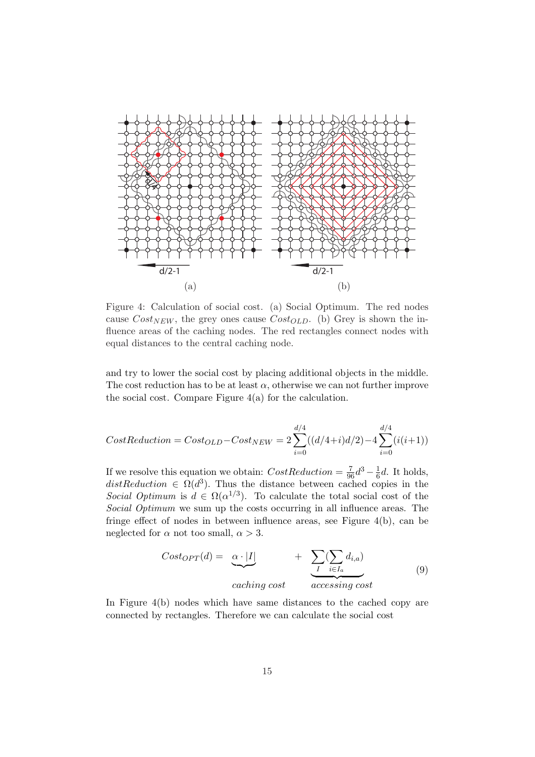Figure 4: Calculation of social cost. (a) Social Optimum. The red nodes cause $Cost_{NEW}$, the grey ones cause $Cost_{OLD}$. (b) Grey is shown the influence areas of the caching nodes. The red rectangles connect nodes with equal distances to the central caching node.

and try to lower the social cost by placing additional objects in the middle. The cost reduction has to be at least $\alpha$, otherwise we can not further improve the social cost. Compare Figure 4(a) for the calculation.

$$CostReduction = Cost_{OLD} - Cost_{NEW} = 2\sum_{i=0}^{d/4}((d/4+i)d/2) - 4\sum_{i=0}^{d/4}(i(i+1))$$

If we resolve this equation we obtain: $CostReduction = \frac{7}{96}d^3 - \frac{1}{6}d$. It holds, $distReduction \in \Omega(d^3)$. Thus the distance between cached copies in the *Social Optimum* is $d \in \Omega(\alpha^{1/3})$. To calculate the total social cost of the *Social Optimum* we sum up the costs occurring in all influence areas. The fringe effect of nodes in between influence areas, see Figure 4(b), can be neglected for $\alpha$ not too small, $\alpha > 3$.

$$Cost_{OPT}(d) = \underbrace{\alpha \cdot |I|}_{caching\ cost} + \underbrace{\sum_{I}(\sum_{i \in I_a} d_{i,a})}_{accessing\ cost} \tag{9}$$

In Figure 4(b) nodes which have same distances to the cached copy are connected by rectangles. Therefore we can calculate the social cost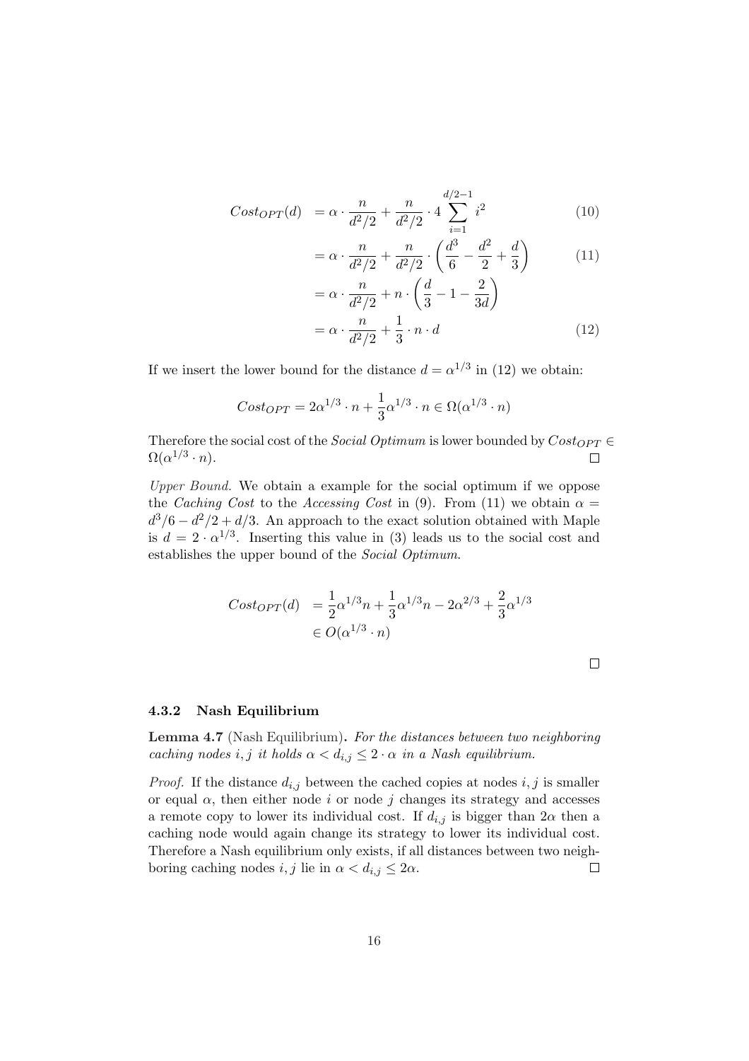$$
\begin{aligned}
Cost_{OPT}(d) &= \alpha \cdot \frac{n}{d^2/2} + \frac{n}{d^2/2} \cdot 4 \sum_{i=1}^{d/2-1} i^2 &(10)\\
&= \alpha \cdot \frac{n}{d^2/2} + \frac{n}{d^2/2} \cdot \left( \frac{d^3}{6} - \frac{d^2}{2} + \frac{d}{3} \right) &(11)\\
&= \alpha \cdot \frac{n}{d^2/2} + n \cdot \left( \frac{d}{3} - 1 - \frac{2}{3d} \right)\\
&= \alpha \cdot \frac{n}{d^2/2} + \frac{1}{3} \cdot n \cdot d &(12)
\end{aligned}
$$

If we insert the lower bound for the distance $d = \alpha^{1/3}$ in (12) we obtain:

$$
Cost_{OPT} = 2\alpha^{1/3} \cdot n + \frac{1}{3}\alpha^{1/3} \cdot n \in \Omega(\alpha^{1/3} \cdot n)
$$

Therefore the social cost of the *Social Optimum* is lower bounded by $Cost_{OPT} \in \Omega(\alpha^{1/3} \cdot n)$. □

*Upper Bound.* We obtain a example for the social optimum if we oppose the *Caching Cost* to the *Accessing Cost* in (9). From (11) we obtain $\alpha = d^3/6 - d^2/2 + d/3$. An approach to the exact solution obtained with Maple is $d = 2 \cdot \alpha^{1/3}$. Inserting this value in (3) leads us to the social cost and establishes the upper bound of the *Social Optimum*.

$$
\begin{aligned}
Cost_{OPT}(d) &= \frac{1}{2}\alpha^{1/3}n + \frac{1}{3}\alpha^{1/3}n - 2\alpha^{2/3} + \frac{2}{3}\alpha^{1/3}\\
&\in O(\alpha^{1/3} \cdot n)
\end{aligned}
$$

□

### 4.3.2 Nash Equilibrium

**Lemma 4.7** (Nash Equilibrium)**.** *For the distances between two neighboring caching nodes $i, j$ it holds $\alpha < d_{i,j} \leq 2 \cdot \alpha$ in a Nash equilibrium.*

*Proof.* If the distance $d_{i,j}$ between the cached copies at nodes $i, j$ is smaller or equal $\alpha$, then either node $i$ or node $j$ changes its strategy and accesses a remote copy to lower its individual cost. If $d_{i,j}$ is bigger than $2\alpha$ then a caching node would again change its strategy to lower its individual cost. Therefore a Nash equilibrium only exists, if all distances between two neighboring caching nodes $i, j$ lie in $\alpha < d_{i,j} \leq 2\alpha$. □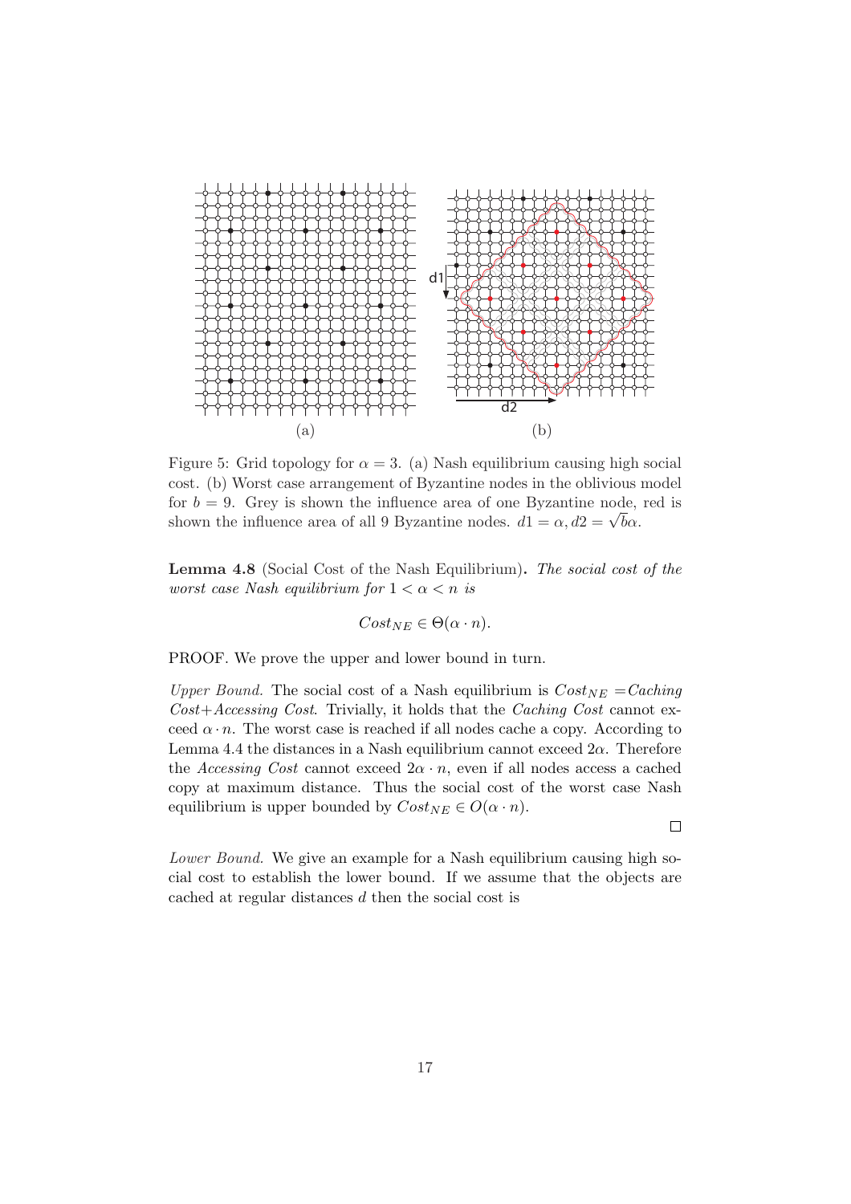Figure 5: Grid topology for $\alpha = 3$. (a) Nash equilibrium causing high social cost. (b) Worst case arrangement of Byzantine nodes in the oblivious model for $b = 9$. Grey is shown the influence area of one Byzantine node, red is shown the influence area of all 9 Byzantine nodes. $d1 = \alpha, d2 = \sqrt{b}\alpha$.

**Lemma 4.8** (Social Cost of the Nash Equilibrium)**.** *The social cost of the worst case Nash equilibrium for $1 < \alpha < n$ is*

$$Cost_{NE} \in \Theta(\alpha \cdot n).$$

PROOF. We prove the upper and lower bound in turn.

*Upper Bound.* The social cost of a Nash equilibrium is $Cost_{NE} =$*Caching Cost*+*Accessing Cost*. Trivially, it holds that the *Caching Cost* cannot exceed $\alpha \cdot n$. The worst case is reached if all nodes cache a copy. According to Lemma 4.4 the distances in a Nash equilibrium cannot exceed $2\alpha$. Therefore the *Accessing Cost* cannot exceed $2\alpha \cdot n$, even if all nodes access a cached copy at maximum distance. Thus the social cost of the worst case Nash equilibrium is upper bounded by $Cost_{NE} \in O(\alpha \cdot n)$.

□

*Lower Bound.* We give an example for a Nash equilibrium causing high social cost to establish the lower bound. If we assume that the objects are cached at regular distances $d$ then the social cost is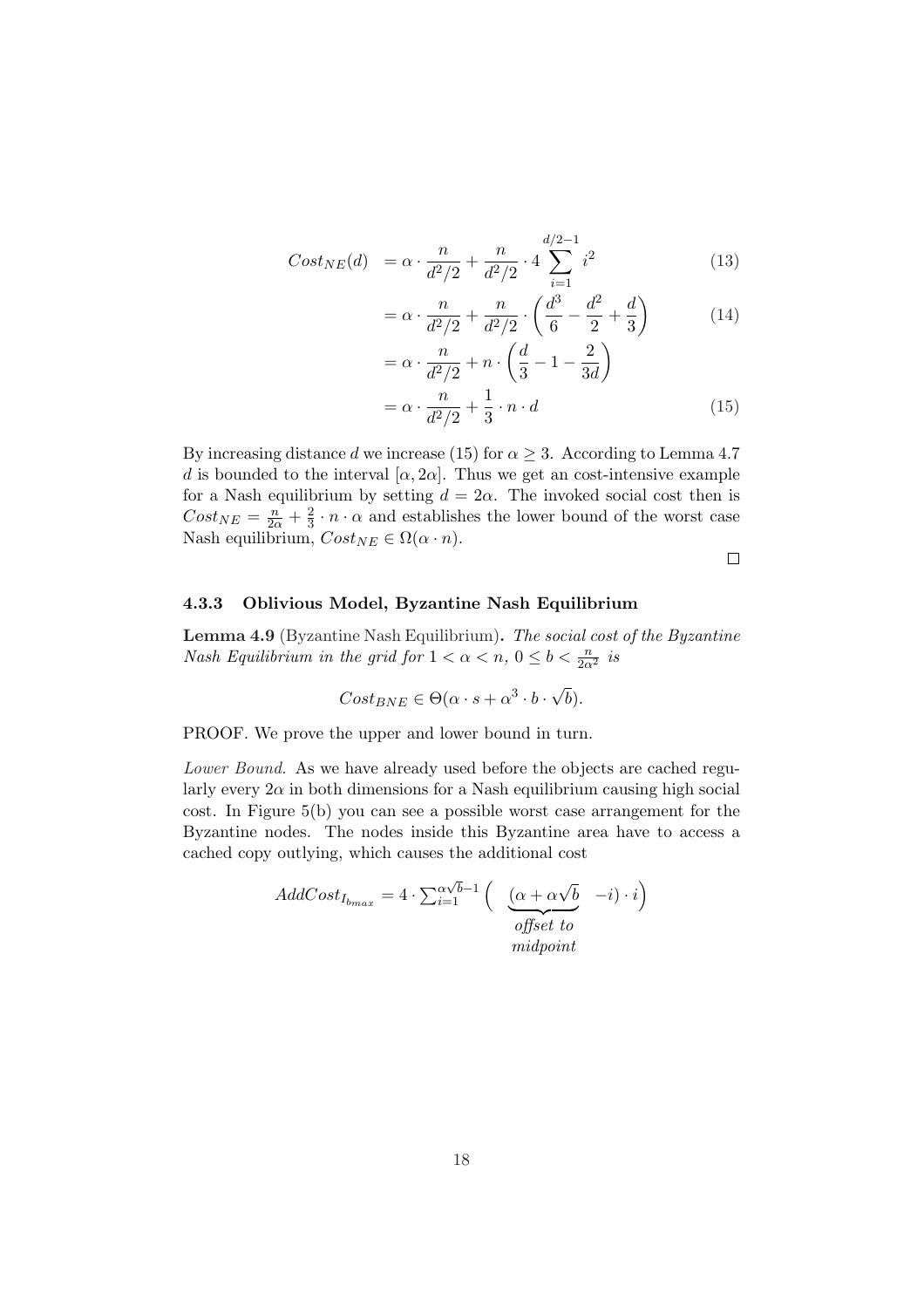$$
\begin{aligned}
Cost_{NE}(d) &= \alpha \cdot \frac{n}{d^2/2} + \frac{n}{d^2/2} \cdot 4 \sum_{i=1}^{d/2-1} i^2 && (13)\\
&= \alpha \cdot \frac{n}{d^2/2} + \frac{n}{d^2/2} \cdot \left(\frac{d^3}{6} - \frac{d^2}{2} + \frac{d}{3}\right) && (14)\\
&= \alpha \cdot \frac{n}{d^2/2} + n \cdot \left(\frac{d}{3} - 1 - \frac{2}{3d}\right) \\
&= \alpha \cdot \frac{n}{d^2/2} + \frac{1}{3} \cdot n \cdot d && (15)
\end{aligned}
$$

By increasing distance $d$ we increase (15) for $\alpha \geq 3$. According to Lemma 4.7 $d$ is bounded to the interval $[\alpha, 2\alpha]$. Thus we get an cost-intensive example for a Nash equilibrium by setting $d = 2\alpha$. The invoked social cost then is $Cost_{NE} = \frac{n}{2\alpha} + \frac{2}{3} \cdot n \cdot \alpha$ and establishes the lower bound of the worst case Nash equilibrium, $Cost_{NE} \in \Omega(\alpha \cdot n)$.

□

### 4.3.3 Oblivious Model, Byzantine Nash Equilibrium

**Lemma 4.9** (Byzantine Nash Equilibrium)**.** *The social cost of the Byzantine Nash Equilibrium in the grid for $1 < \alpha < n$, $0 \leq b < \frac{n}{2\alpha^2}$ is*

$$Cost_{BNE} \in \Theta(\alpha \cdot s + \alpha^3 \cdot b \cdot \sqrt{b}).$$

PROOF. We prove the upper and lower bound in turn.

*Lower Bound.* As we have already used before the objects are cached regularly every $2\alpha$ in both dimensions for a Nash equilibrium causing high social cost. In Figure 5(b) you can see a possible worst case arrangement for the Byzantine nodes. The nodes inside this Byzantine area have to access a cached copy outlying, which causes the additional cost

$$AddCost_{I_{b_{max}}} = 4 \cdot \sum_{i=1}^{\alpha\sqrt{b}-1} \Big( \underbrace{(\alpha + \alpha\sqrt{b}}_{\substack{\textit{offset to}\\ \textit{midpoint}}} - i) \cdot i \Big)$$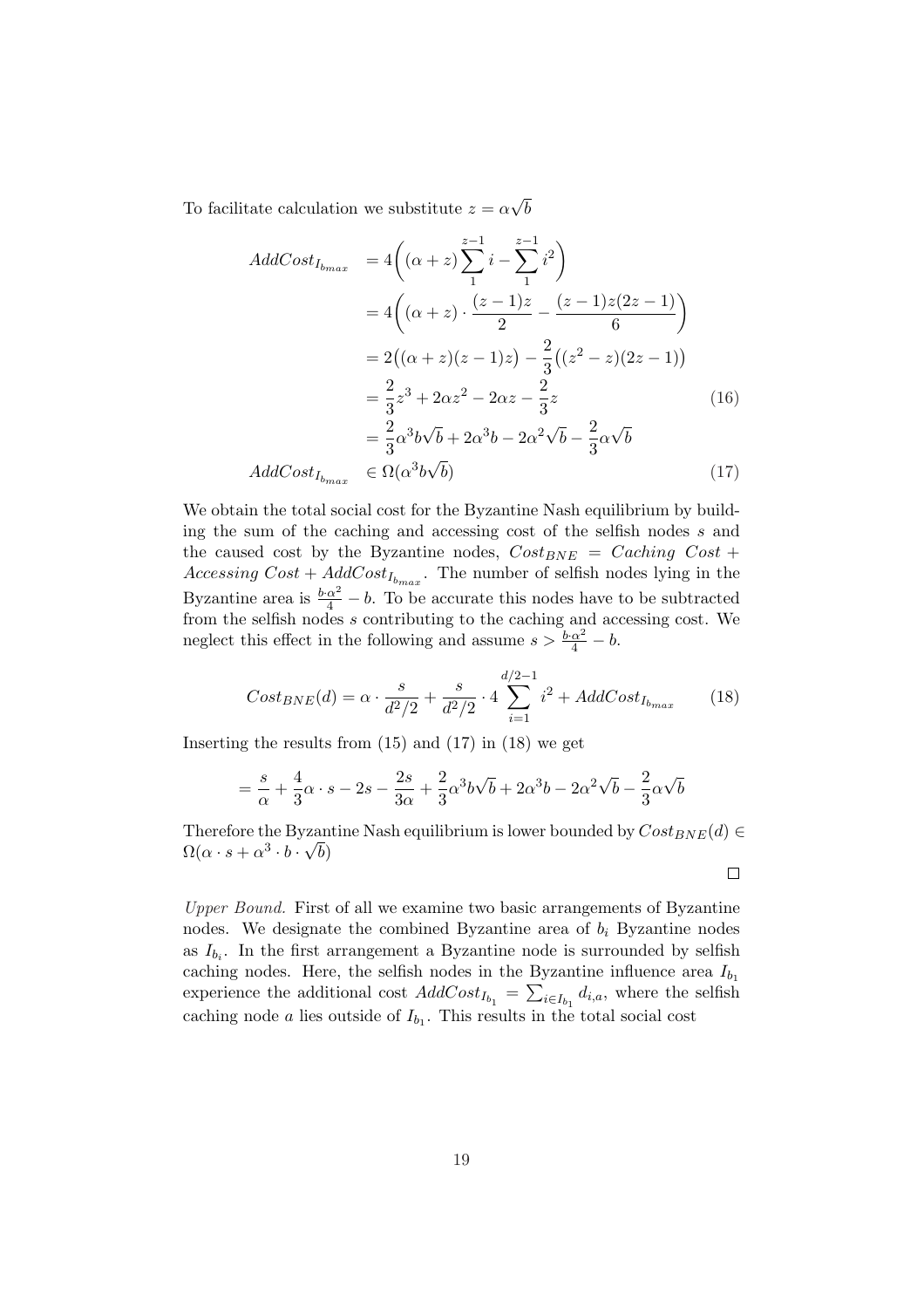To facilitate calculation we substitute $z = \alpha\sqrt{b}$

$$
\begin{aligned}
AddCost_{I_{b_{max}}} &= 4\bigg((\alpha + z)\sum_{1}^{z-1} i - \sum_{1}^{z-1} i^2\bigg) \\
&= 4\bigg((\alpha + z)\cdot\frac{(z-1)z}{2} - \frac{(z-1)z(2z-1)}{6}\bigg) \\
&= 2\big((\alpha+z)(z-1)z\big) - \frac{2}{3}\big((z^2-z)(2z-1)\big) \\
&= \frac{2}{3}z^3 + 2\alpha z^2 - 2\alpha z - \frac{2}{3}z \qquad (16) \\
&= \frac{2}{3}\alpha^3 b\sqrt{b} + 2\alpha^3 b - 2\alpha^2\sqrt{b} - \frac{2}{3}\alpha\sqrt{b} \\
AddCost_{I_{b_{max}}} &\in \Omega(\alpha^3 b\sqrt{b}) \qquad (17)
\end{aligned}
$$

We obtain the total social cost for the Byzantine Nash equilibrium by building the sum of the caching and accessing cost of the selfish nodes $s$ and the caused cost by the Byzantine nodes, $Cost_{BNE} = Caching\ Cost + Accessing\ Cost + AddCost_{I_{b_{max}}}$. The number of selfish nodes lying in the Byzantine area is $\frac{b\cdot\alpha^2}{4} - b$. To be accurate this nodes have to be subtracted from the selfish nodes $s$ contributing to the caching and accessing cost. We neglect this effect in the following and assume $s > \frac{b\cdot\alpha^2}{4} - b$.

$$
Cost_{BNE}(d) = \alpha \cdot \frac{s}{d^2/2} + \frac{s}{d^2/2} \cdot 4 \sum_{i=1}^{d/2-1} i^2 + AddCost_{I_{b_{max}}} \qquad (18)
$$

Inserting the results from (15) and (17) in (18) we get

$$
= \frac{s}{\alpha} + \frac{4}{3}\alpha \cdot s - 2s - \frac{2s}{3\alpha} + \frac{2}{3}\alpha^3 b\sqrt{b} + 2\alpha^3 b - 2\alpha^2\sqrt{b} - \frac{2}{3}\alpha\sqrt{b}
$$

Therefore the Byzantine Nash equilibrium is lower bounded by $Cost_{BNE}(d) \in \Omega(\alpha \cdot s + \alpha^3 \cdot b \cdot \sqrt{b})$

□

*Upper Bound.* First of all we examine two basic arrangements of Byzantine nodes. We designate the combined Byzantine area of $b_i$ Byzantine nodes as $I_{b_i}$. In the first arrangement a Byzantine node is surrounded by selfish caching nodes. Here, the selfish nodes in the Byzantine influence area $I_{b_1}$ experience the additional cost $AddCost_{I_{b_1}} = \sum_{i \in I_{b_1}} d_{i,a}$, where the selfish caching node $a$ lies outside of $I_{b_1}$. This results in the total social cost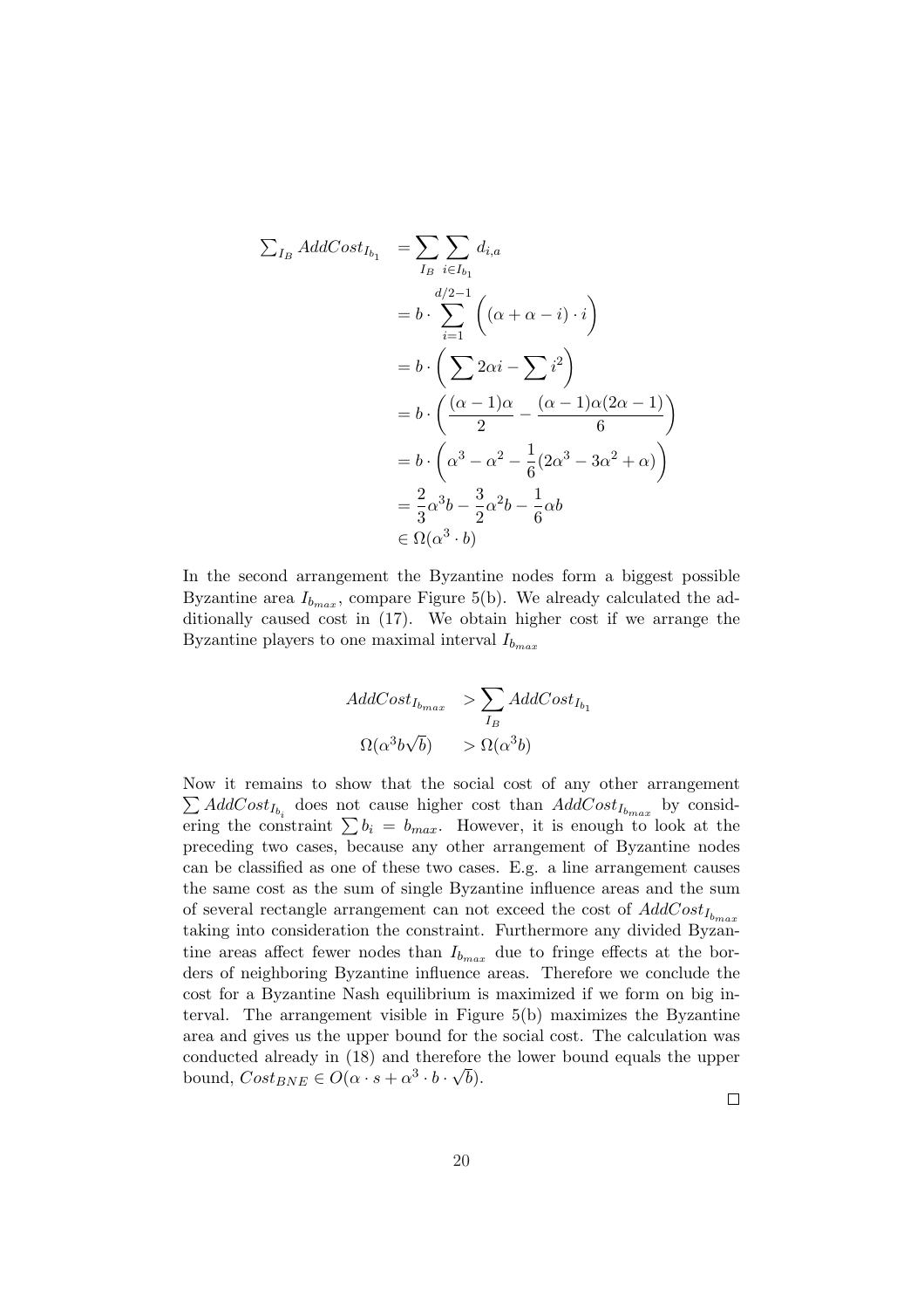$$
\begin{aligned}
\sum_{I_B} AddCost_{I_{b_1}} &= \sum_{I_B} \sum_{i \in I_{b_1}} d_{i,a} \\
&= b \cdot \sum_{i=1}^{d/2-1} \bigg( (\alpha + \alpha - i) \cdot i \bigg) \\
&= b \cdot \bigg( \sum 2\alpha i - \sum i^2 \bigg) \\
&= b \cdot \bigg( \frac{(\alpha-1)\alpha}{2} - \frac{(\alpha-1)\alpha(2\alpha-1)}{6} \bigg) \\
&= b \cdot \bigg( \alpha^3 - \alpha^2 - \frac{1}{6}(2\alpha^3 - 3\alpha^2 + \alpha) \bigg) \\
&= \frac{2}{3}\alpha^3 b - \frac{3}{2}\alpha^2 b - \frac{1}{6}\alpha b \\
&\in \Omega(\alpha^3 \cdot b)
\end{aligned}
$$

In the second arrangement the Byzantine nodes form a biggest possible Byzantine area $I_{b_{max}}$, compare Figure 5(b). We already calculated the additionally caused cost in (17). We obtain higher cost if we arrange the Byzantine players to one maximal interval $I_{b_{max}}$

$$
\begin{aligned}
AddCost_{I_{b_{max}}} &> \sum_{I_B} AddCost_{I_{b_1}} \\
\Omega(\alpha^3 b \sqrt{b}) &> \Omega(\alpha^3 b)
\end{aligned}
$$

Now it remains to show that the social cost of any other arrangement $\sum AddCost_{I_{b_i}}$ does not cause higher cost than $AddCost_{I_{b_{max}}}$ by considering the constraint $\sum b_i = b_{max}$. However, it is enough to look at the preceding two cases, because any other arrangement of Byzantine nodes can be classified as one of these two cases. E.g. a line arrangement causes the same cost as the sum of single Byzantine influence areas and the sum of several rectangle arrangement can not exceed the cost of $AddCost_{I_{b_{max}}}$ taking into consideration the constraint. Furthermore any divided Byzantine areas affect fewer nodes than $I_{b_{max}}$ due to fringe effects at the borders of neighboring Byzantine influence areas. Therefore we conclude the cost for a Byzantine Nash equilibrium is maximized if we form on big interval. The arrangement visible in Figure 5(b) maximizes the Byzantine area and gives us the upper bound for the social cost. The calculation was conducted already in (18) and therefore the lower bound equals the upper bound, $Cost_{BNE} \in O(\alpha \cdot s + \alpha^3 \cdot b \cdot \sqrt{b})$.

□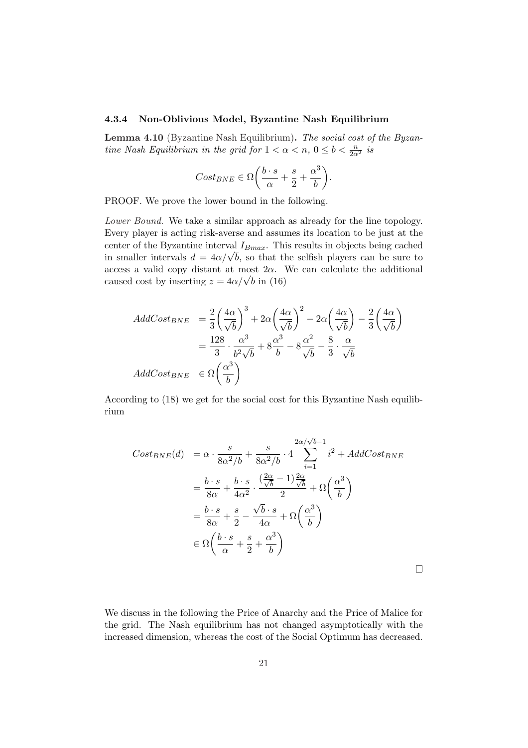### 4.3.4 Non-Oblivious Model, Byzantine Nash Equilibrium

**Lemma 4.10** (Byzantine Nash Equilibrium). *The social cost of the Byzantine Nash Equilibrium in the grid for $1 < \alpha < n$, $0 \leq b < \frac{n}{2\alpha^2}$ is*

$$Cost_{BNE} \in \Omega\bigg(\frac{b \cdot s}{\alpha} + \frac{s}{2} + \frac{\alpha^3}{b}\bigg).$$

PROOF. We prove the lower bound in the following.

*Lower Bound.* We take a similar approach as already for the line topology. Every player is acting risk-averse and assumes its location to be just at the center of the Byzantine interval $I_{Bmax}$. This results in objects being cached in smaller intervals $d = 4\alpha/\sqrt{b}$, so that the selfish players can be sure to access a valid copy distant at most $2\alpha$. We can calculate the additional caused cost by inserting $z = 4\alpha/\sqrt{b}$ in (16)

$$\begin{aligned}
AddCost_{BNE} &= \frac{2}{3}\bigg(\frac{4\alpha}{\sqrt{b}}\bigg)^3 + 2\alpha\bigg(\frac{4\alpha}{\sqrt{b}}\bigg)^2 - 2\alpha\bigg(\frac{4\alpha}{\sqrt{b}}\bigg) - \frac{2}{3}\bigg(\frac{4\alpha}{\sqrt{b}}\bigg) \\
&= \frac{128}{3} \cdot \frac{\alpha^3}{b^2\sqrt{b}} + 8\frac{\alpha^3}{b} - 8\frac{\alpha^2}{\sqrt{b}} - \frac{8}{3} \cdot \frac{\alpha}{\sqrt{b}} \\
AddCost_{BNE} &\in \Omega\bigg(\frac{\alpha^3}{b}\bigg)
\end{aligned}$$

According to (18) we get for the social cost for this Byzantine Nash equilibrium

$$\begin{aligned}
Cost_{BNE}(d) &= \alpha \cdot \frac{s}{8\alpha^2/b} + \frac{s}{8\alpha^2/b} \cdot 4 \sum_{i=1}^{2\alpha/\sqrt{b}-1} i^2 + AddCost_{BNE} \\
&= \frac{b \cdot s}{8\alpha} + \frac{b \cdot s}{4\alpha^2} \cdot \frac{(\frac{2\alpha}{\sqrt{b}} - 1)\frac{2\alpha}{\sqrt{b}}}{2} + \Omega\bigg(\frac{\alpha^3}{b}\bigg) \\
&= \frac{b \cdot s}{8\alpha} + \frac{s}{2} - \frac{\sqrt{b} \cdot s}{4\alpha} + \Omega\bigg(\frac{\alpha^3}{b}\bigg) \\
&\in \Omega\bigg(\frac{b \cdot s}{\alpha} + \frac{s}{2} + \frac{\alpha^3}{b}\bigg)
\end{aligned}$$

□

We discuss in the following the Price of Anarchy and the Price of Malice for the grid. The Nash equilibrium has not changed asymptotically with the increased dimension, whereas the cost of the Social Optimum has decreased.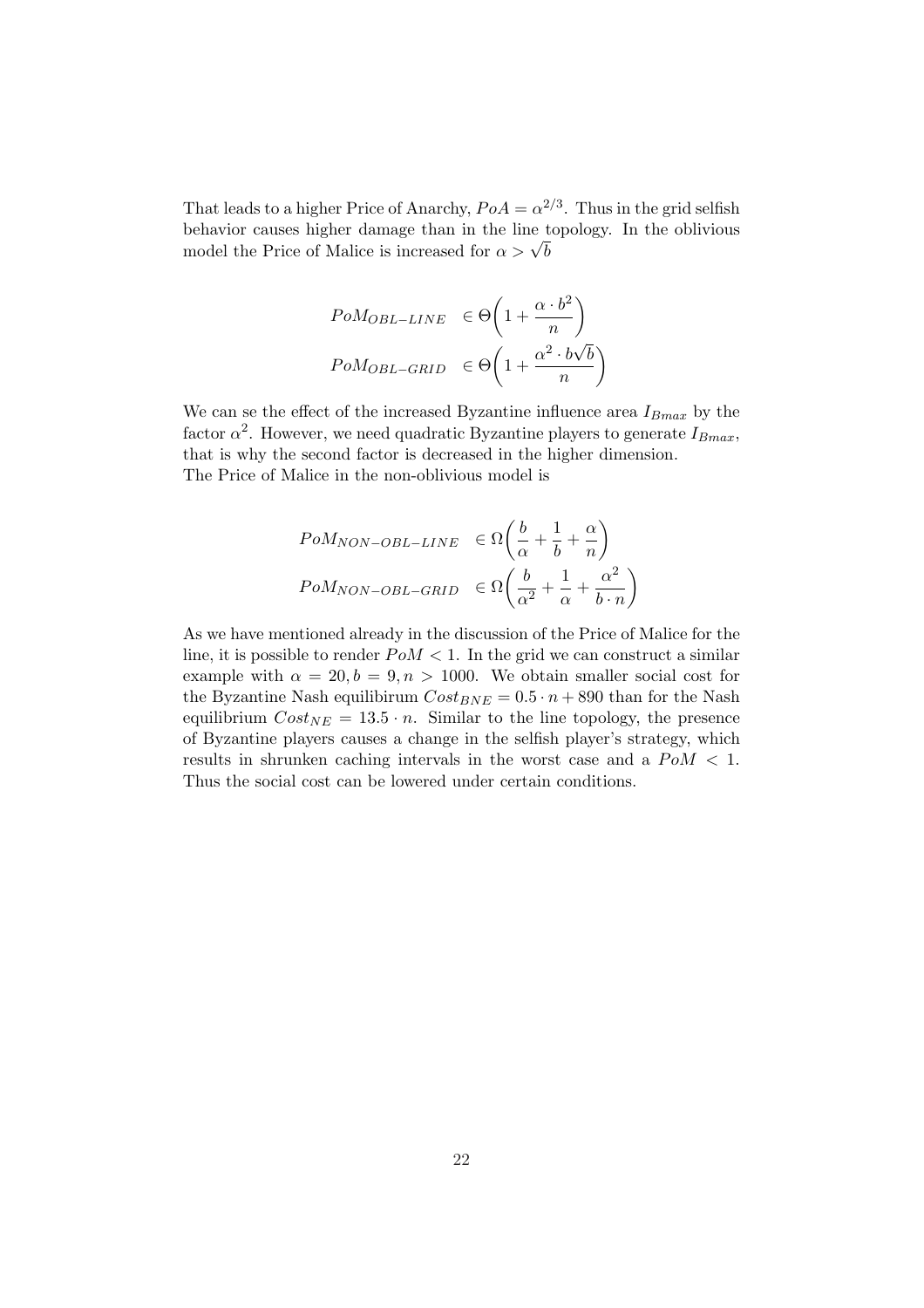That leads to a higher Price of Anarchy, $PoA = \alpha^{2/3}$. Thus in the grid selfish behavior causes higher damage than in the line topology. In the oblivious model the Price of Malice is increased for $\alpha > \sqrt{b}$

$$
\begin{aligned}
PoM_{OBL-LINE} \quad &\in \Theta\bigg(1 + \frac{\alpha \cdot b^2}{n}\bigg) \\
PoM_{OBL-GRID} \quad &\in \Theta\bigg(1 + \frac{\alpha^2 \cdot b\sqrt{b}}{n}\bigg)
\end{aligned}
$$

We can se the effect of the increased Byzantine influence area $I_{Bmax}$ by the factor $\alpha^2$. However, we need quadratic Byzantine players to generate $I_{Bmax}$, that is why the second factor is decreased in the higher dimension.
The Price of Malice in the non-oblivious model is

$$
\begin{aligned}
PoM_{NON-OBL-LINE} \quad &\in \Omega\bigg(\frac{b}{\alpha} + \frac{1}{b} + \frac{\alpha}{n}\bigg) \\
PoM_{NON-OBL-GRID} \quad &\in \Omega\bigg(\frac{b}{\alpha^2} + \frac{1}{\alpha} + \frac{\alpha^2}{b \cdot n}\bigg)
\end{aligned}
$$

As we have mentioned already in the discussion of the Price of Malice for the line, it is possible to render $PoM < 1$. In the grid we can construct a similar example with $\alpha = 20, b = 9, n > 1000$. We obtain smaller social cost for the Byzantine Nash equilibirum $Cost_{BNE} = 0.5 \cdot n + 890$ than for the Nash equilibrium $Cost_{NE} = 13.5 \cdot n$. Similar to the line topology, the presence of Byzantine players causes a change in the selfish player's strategy, which results in shrunken caching intervals in the worst case and a $PoM < 1$. Thus the social cost can be lowered under certain conditions.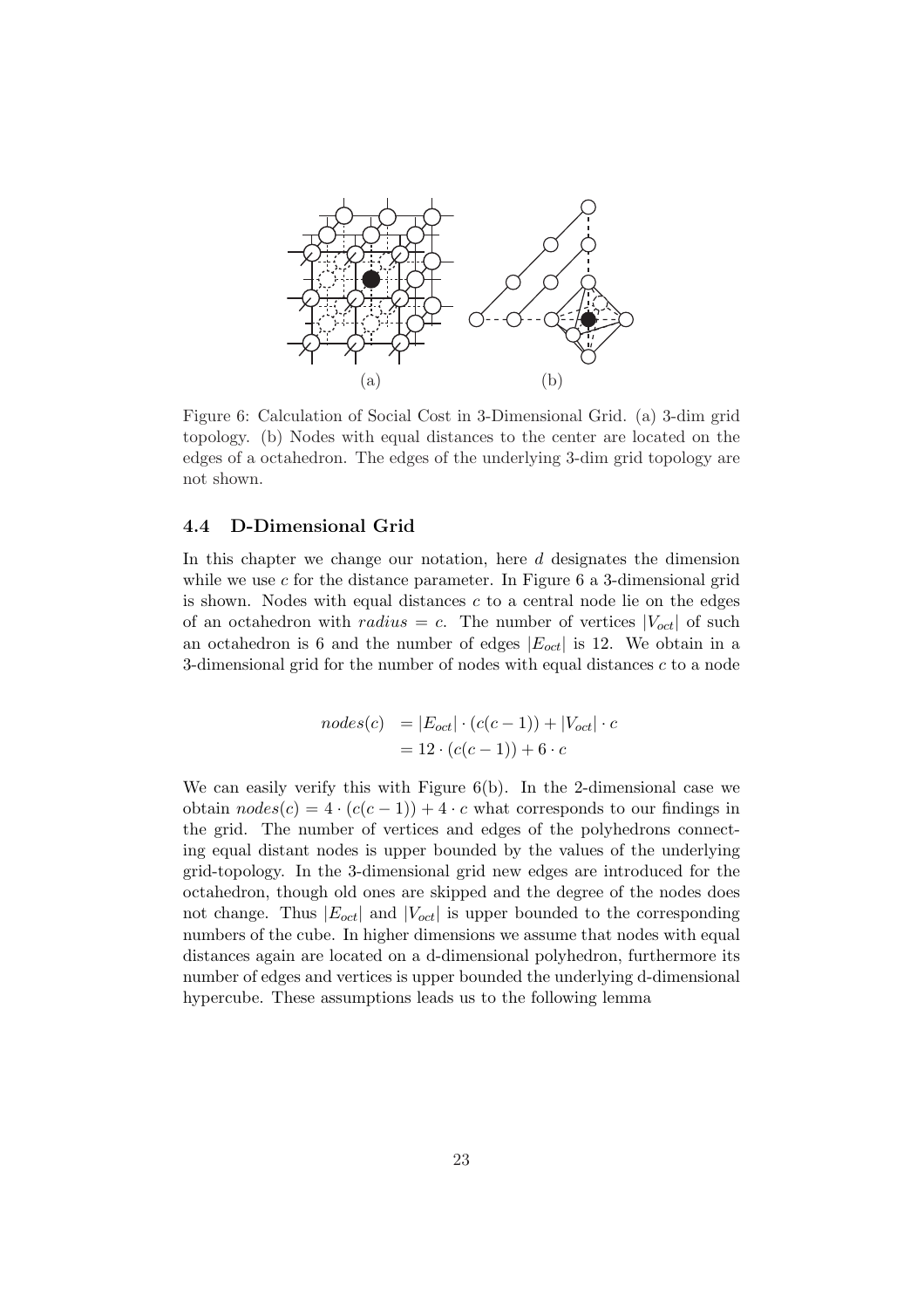Figure 6: Calculation of Social Cost in 3-Dimensional Grid. (a) 3-dim grid topology. (b) Nodes with equal distances to the center are located on the edges of a octahedron. The edges of the underlying 3-dim grid topology are not shown.

### 4.4 D-Dimensional Grid

In this chapter we change our notation, here $d$ designates the dimension while we use $c$ for the distance parameter. In Figure 6 a 3-dimensional grid is shown. Nodes with equal distances $c$ to a central node lie on the edges of an octahedron with $radius = c$. The number of vertices $|V_{oct}|$ of such an octahedron is 6 and the number of edges $|E_{oct}|$ is 12. We obtain in a 3-dimensional grid for the number of nodes with equal distances $c$ to a node

$$
\begin{aligned}
nodes(c) &= |E_{oct}| \cdot (c(c-1)) + |V_{oct}| \cdot c \\
&= 12 \cdot (c(c-1)) + 6 \cdot c
\end{aligned}
$$

We can easily verify this with Figure 6(b). In the 2-dimensional case we obtain $nodes(c) = 4 \cdot (c(c-1)) + 4 \cdot c$ what corresponds to our findings in the grid. The number of vertices and edges of the polyhedrons connecting equal distant nodes is upper bounded by the values of the underlying grid-topology. In the 3-dimensional grid new edges are introduced for the octahedron, though old ones are skipped and the degree of the nodes does not change. Thus $|E_{oct}|$ and $|V_{oct}|$ is upper bounded to the corresponding numbers of the cube. In higher dimensions we assume that nodes with equal distances again are located on a d-dimensional polyhedron, furthermore its number of edges and vertices is upper bounded the underlying d-dimensional hypercube. These assumptions leads us to the following lemma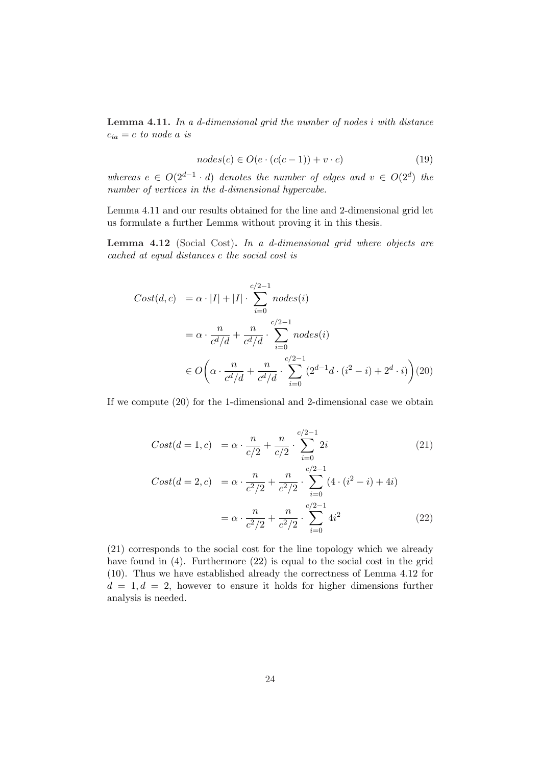**Lemma 4.11.** *In a d-dimensional grid the number of nodes i with distance $c_{ia} = c$ to node a is*

$$nodes(c) \in O(e \cdot (c(c-1)) + v \cdot c) \tag{19}$$

*whereas $e \in O(2^{d-1} \cdot d)$ denotes the number of edges and $v \in O(2^d)$ the number of vertices in the d-dimensional hypercube.*

Lemma 4.11 and our results obtained for the line and 2-dimensional grid let us formulate a further Lemma without proving it in this thesis.

**Lemma 4.12** (Social Cost)**.** *In a d-dimensional grid where objects are cached at equal distances c the social cost is*

$$\begin{aligned}
Cost(d,c) &= \alpha \cdot |I| + |I| \cdot \sum_{i=0}^{c/2-1} nodes(i) \\
&= \alpha \cdot \frac{n}{c^d/d} + \frac{n}{c^d/d} \cdot \sum_{i=0}^{c/2-1} nodes(i) \\
&\in O\bigg(\alpha \cdot \frac{n}{c^d/d} + \frac{n}{c^d/d} \cdot \sum_{i=0}^{c/2-1} (2^{d-1}d \cdot (i^2 - i) + 2^d \cdot i)\bigg) \qquad (20)
\end{aligned}$$

If we compute (20) for the 1-dimensional and 2-dimensional case we obtain

$$Cost(d=1,c) = \alpha \cdot \frac{n}{c/2} + \frac{n}{c/2} \cdot \sum_{i=0}^{c/2-1} 2i \tag{21}$$

$$\begin{aligned}
Cost(d=2,c) &= \alpha \cdot \frac{n}{c^2/2} + \frac{n}{c^2/2} \cdot \sum_{i=0}^{c/2-1} (4 \cdot (i^2 - i) + 4i) \\
&= \alpha \cdot \frac{n}{c^2/2} + \frac{n}{c^2/2} \cdot \sum_{i=0}^{c/2-1} 4i^2 \qquad (22)
\end{aligned}$$

(21) corresponds to the social cost for the line topology which we already have found in (4). Furthermore (22) is equal to the social cost in the grid (10). Thus we have established already the correctness of Lemma 4.12 for $d = 1, d = 2$, however to ensure it holds for higher dimensions further analysis is needed.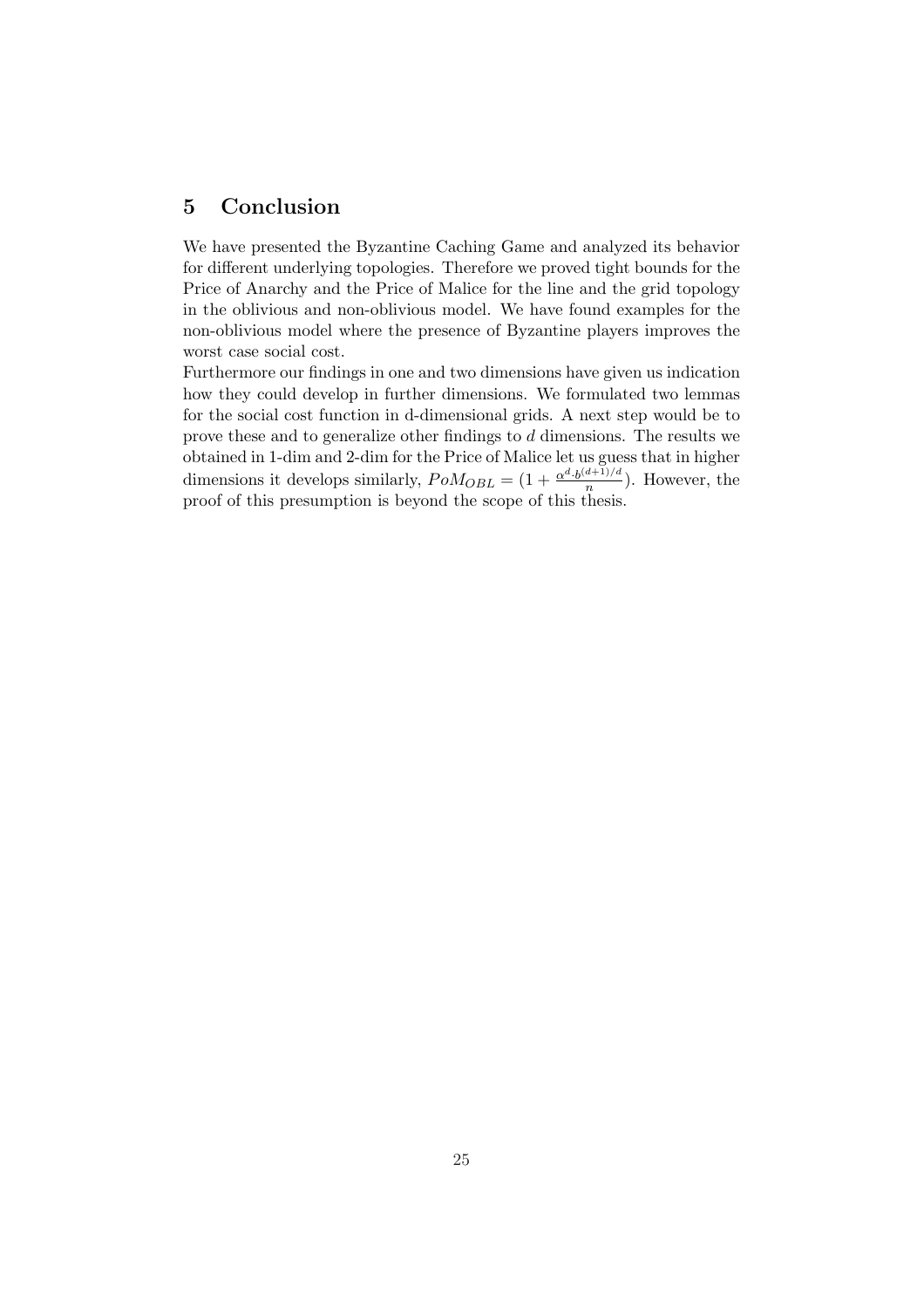# 5 Conclusion

We have presented the Byzantine Caching Game and analyzed its behavior for different underlying topologies. Therefore we proved tight bounds for the Price of Anarchy and the Price of Malice for the line and the grid topology in the oblivious and non-oblivious model. We have found examples for the non-oblivious model where the presence of Byzantine players improves the worst case social cost.

Furthermore our findings in one and two dimensions have given us indication how they could develop in further dimensions. We formulated two lemmas for the social cost function in d-dimensional grids. A next step would be to prove these and to generalize other findings to $d$ dimensions. The results we obtained in 1-dim and 2-dim for the Price of Malice let us guess that in higher dimensions it develops similarly, $PoM_{OBL} = (1 + \frac{\alpha^d \cdot b^{(d+1)/d}}{n})$. However, the proof of this presumption is beyond the scope of this thesis.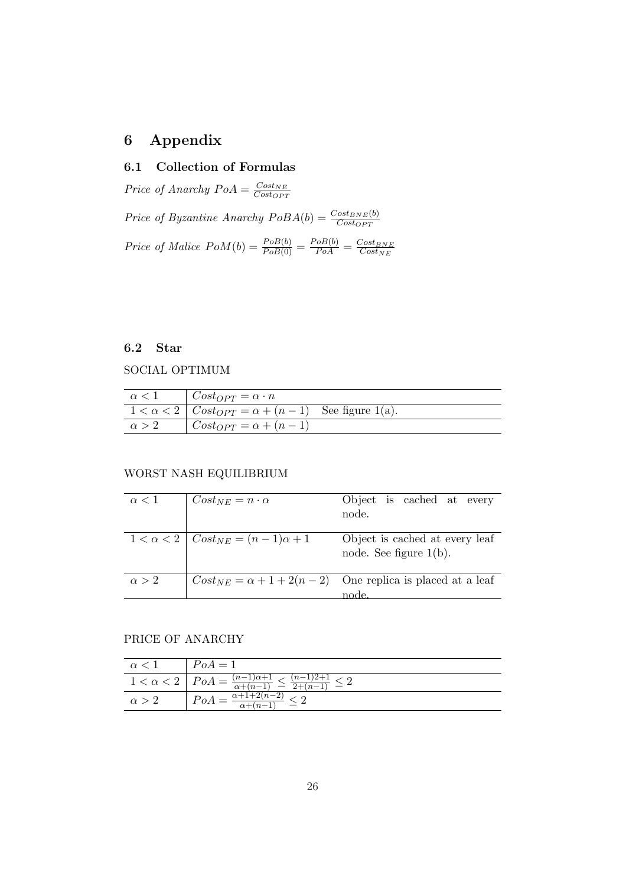# 6 Appendix

## 6.1 Collection of Formulas

*Price of Anarchy* $PoA = \frac{Cost_{NE}}{Cost_{OPT}}$

*Price of Byzantine Anarchy* $PoBA(b) = \frac{Cost_{BNE}(b)}{Cost_{OPT}}$

*Price of Malice* $PoM(b) = \frac{PoB(b)}{PoB(0)} = \frac{PoB(b)}{PoA} = \frac{Cost_{BNE}}{Cost_{NE}}$

## 6.2 Star

SOCIAL OPTIMUM

| | |
|---|---|
| $\alpha < 1$ | $Cost_{OPT} = \alpha \cdot n$ |
| $1 < \alpha < 2$ | $Cost_{OPT} = \alpha + (n-1)$ See figure 1(a). |
| $\alpha > 2$ | $Cost_{OPT} = \alpha + (n-1)$ |

WORST NASH EQUILIBRIUM

| | | |
|---|---|---|
| $\alpha < 1$ | $Cost_{NE} = n \cdot \alpha$ | Object is cached at every node. |
| $1 < \alpha < 2$ | $Cost_{NE} = (n-1)\alpha + 1$ | Object is cached at every leaf node. See figure 1(b). |
| $\alpha > 2$ | $Cost_{NE} = \alpha + 1 + 2(n-2)$ | One replica is placed at a leaf node. |

PRICE OF ANARCHY

| | |
|---|---|
| $\alpha < 1$ | $PoA = 1$ |
| $1 < \alpha < 2$ | $PoA = \frac{(n-1)\alpha+1}{\alpha+(n-1)} \leq \frac{(n-1)2+1}{2+(n-1)} \leq 2$ |
| $\alpha > 2$ | $PoA = \frac{\alpha+1+2(n-2)}{\alpha+(n-1)} \leq 2$ |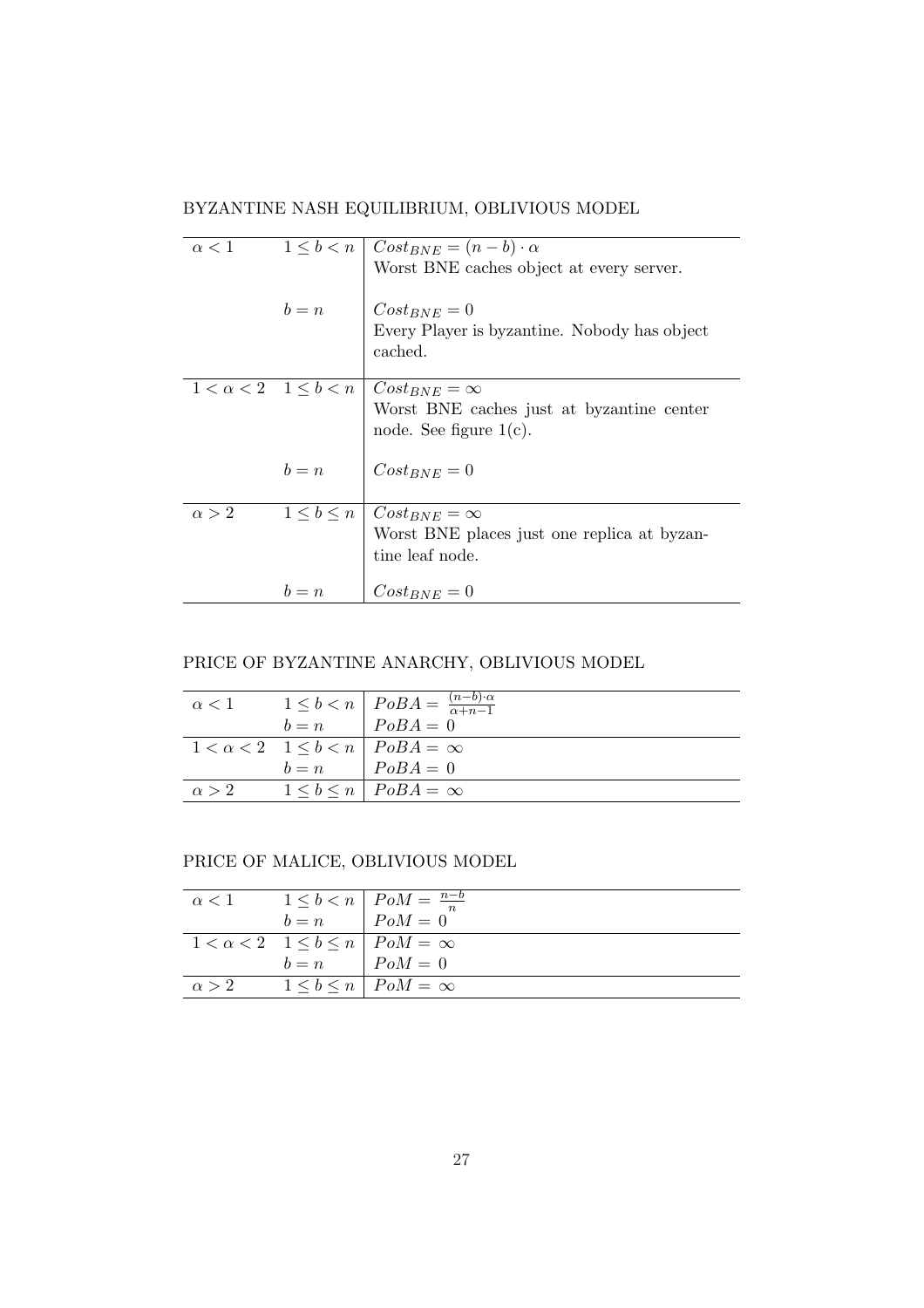BYZANTINE NASH EQUILIBRIUM, OBLIVIOUS MODEL

| | | |
|---|---|---|
| $\alpha < 1$ | $1 \leq b < n$ | $Cost_{BNE} = (n-b) \cdot \alpha$<br>Worst BNE caches object at every server. |
| | $b = n$ | $Cost_{BNE} = 0$<br>Every Player is byzantine. Nobody has object cached. |
| $1 < \alpha < 2$ | $1 \leq b < n$ | $Cost_{BNE} = \infty$<br>Worst BNE caches just at byzantine center node. See figure 1(c). |
| | $b = n$ | $Cost_{BNE} = 0$ |
| $\alpha > 2$ | $1 \leq b \leq n$ | $Cost_{BNE} = \infty$<br>Worst BNE places just one replica at byzantine leaf node. |
| | $b = n$ | $Cost_{BNE} = 0$ |

PRICE OF BYZANTINE ANARCHY, OBLIVIOUS MODEL

| | | |
|---|---|---|
| $\alpha < 1$ | $1 \leq b < n$ | $PoBA = \frac{(n-b) \cdot \alpha}{\alpha + n - 1}$ |
| | $b = n$ | $PoBA = 0$ |
| $1 < \alpha < 2$ | $1 \leq b < n$ | $PoBA = \infty$ |
| | $b = n$ | $PoBA = 0$ |
| $\alpha > 2$ | $1 \leq b \leq n$ | $PoBA = \infty$ |

PRICE OF MALICE, OBLIVIOUS MODEL

| | | |
|---|---|---|
| $\alpha < 1$ | $1 \leq b < n$ | $PoM = \frac{n-b}{n}$ |
| | $b = n$ | $PoM = 0$ |
| $1 < \alpha < 2$ | $1 \leq b \leq n$ | $PoM = \infty$ |
| | $b = n$ | $PoM = 0$ |
| $\alpha > 2$ | $1 \leq b \leq n$ | $PoM = \infty$ |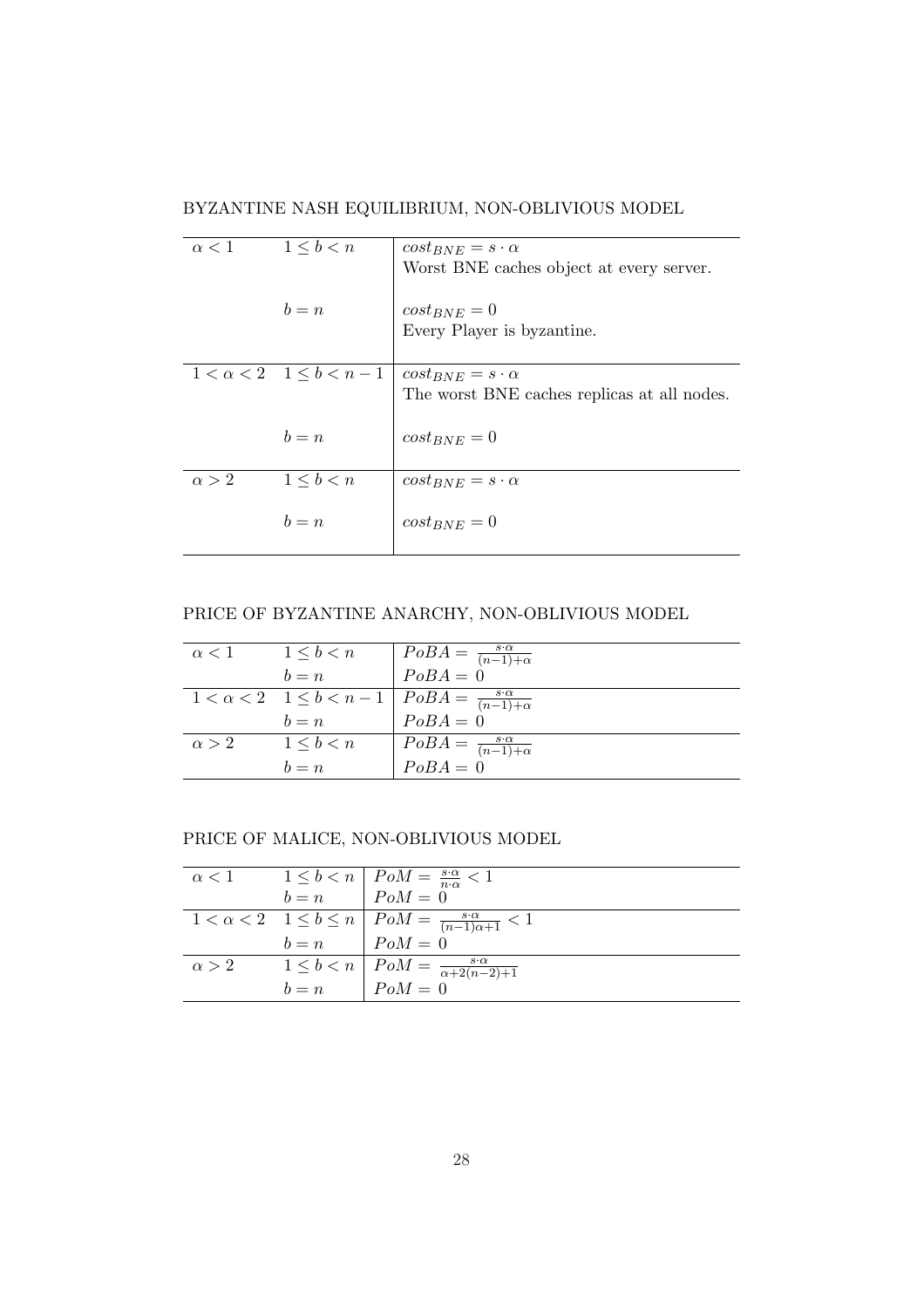BYZANTINE NASH EQUILIBRIUM, NON-OBLIVIOUS MODEL

| | | |
|---|---|---|
| $\alpha < 1$ | $1 \leq b < n$ | $cost_{BNE} = s \cdot \alpha$ <br> Worst BNE caches object at every server. |
| | $b = n$ | $cost_{BNE} = 0$ <br> Every Player is byzantine. |
| $1 < \alpha < 2$ | $1 \leq b < n-1$ | $cost_{BNE} = s \cdot \alpha$ <br> The worst BNE caches replicas at all nodes. |
| | $b = n$ | $cost_{BNE} = 0$ |
| $\alpha > 2$ | $1 \leq b < n$ | $cost_{BNE} = s \cdot \alpha$ |
| | $b = n$ | $cost_{BNE} = 0$ |

PRICE OF BYZANTINE ANARCHY, NON-OBLIVIOUS MODEL

| | | |
|---|---|---|
| $\alpha < 1$ | $1 \leq b < n$ | $PoBA = \frac{s \cdot \alpha}{(n-1)+\alpha}$ |
| | $b = n$ | $PoBA = 0$ |
| $1 < \alpha < 2$ | $1 \leq b < n-1$ | $PoBA = \frac{s \cdot \alpha}{(n-1)+\alpha}$ |
| | $b = n$ | $PoBA = 0$ |
| $\alpha > 2$ | $1 \leq b < n$ | $PoBA = \frac{s \cdot \alpha}{(n-1)+\alpha}$ |
| | $b = n$ | $PoBA = 0$ |

PRICE OF MALICE, NON-OBLIVIOUS MODEL

| | | |
|---|---|---|
| $\alpha < 1$ | $1 \leq b < n$ | $PoM = \frac{s \cdot \alpha}{n \cdot \alpha} < 1$ |
| | $b = n$ | $PoM = 0$ |
| $1 < \alpha < 2$ | $1 \leq b \leq n$ | $PoM = \frac{s \cdot \alpha}{(n-1)\alpha+1} < 1$ |
| | $b = n$ | $PoM = 0$ |
| $\alpha > 2$ | $1 \leq b < n$ | $PoM = \frac{s \cdot \alpha}{\alpha+2(n-2)+1}$ |
| | $b = n$ | $PoM = 0$ |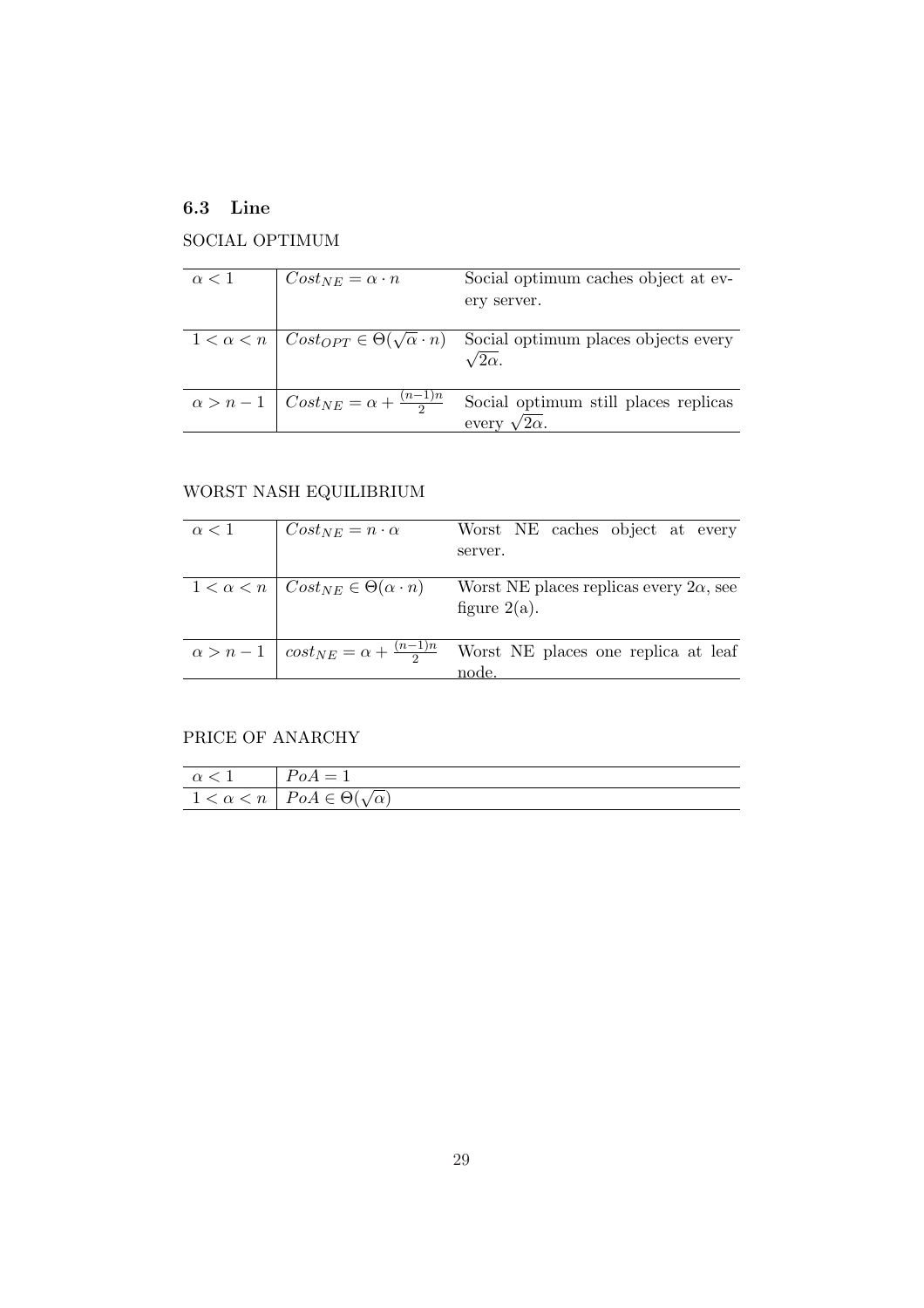### 6.3 Line

SOCIAL OPTIMUM

| | | |
|---|---|---|
| $\alpha < 1$ | $Cost_{NE} = \alpha \cdot n$ | Social optimum caches object at every server. |
| $1 < \alpha < n$ | $Cost_{OPT} \in \Theta(\sqrt{\alpha} \cdot n)$ | Social optimum places objects every $\sqrt{2\alpha}$. |
| $\alpha > n - 1$ | $Cost_{NE} = \alpha + \frac{(n-1)n}{2}$ | Social optimum still places replicas every $\sqrt{2\alpha}$. |

WORST NASH EQUILIBRIUM

| | | |
|---|---|---|
| $\alpha < 1$ | $Cost_{NE} = n \cdot \alpha$ | Worst NE caches object at every server. |
| $1 < \alpha < n$ | $Cost_{NE} \in \Theta(\alpha \cdot n)$ | Worst NE places replicas every $2\alpha$, see figure 2(a). |
| $\alpha > n - 1$ | $cost_{NE} = \alpha + \frac{(n-1)n}{2}$ | Worst NE places one replica at leaf node. |

PRICE OF ANARCHY

| | |
|---|---|
| $\alpha < 1$ | $PoA = 1$ |
| $1 < \alpha < n$ | $PoA \in \Theta(\sqrt{\alpha})$ |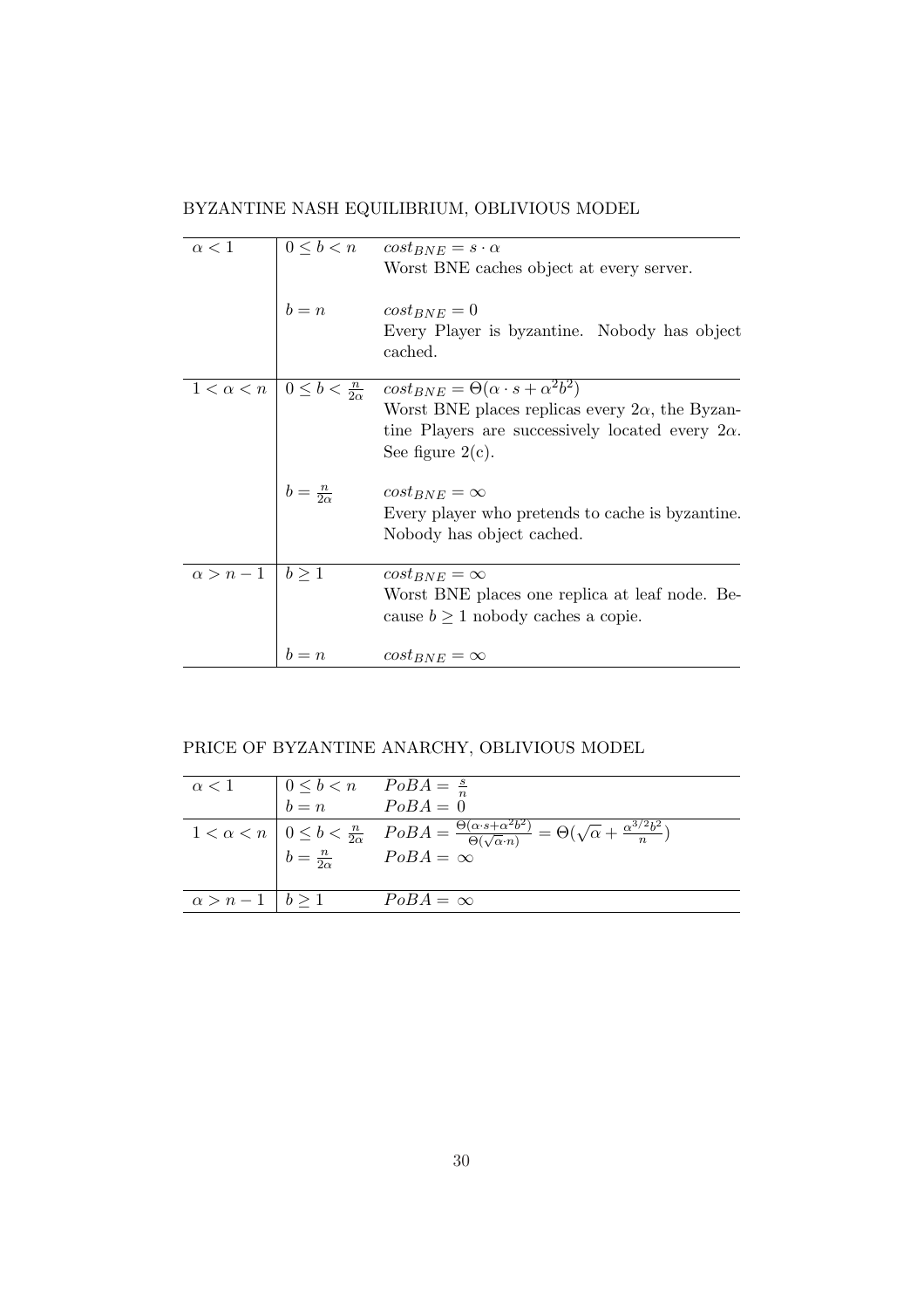BYZANTINE NASH EQUILIBRIUM, OBLIVIOUS MODEL

| | | |
|---|---|---|
| $\alpha < 1$ | $0 \leq b < n$ | $cost_{BNE} = s \cdot \alpha$ <br> Worst BNE caches object at every server. |
| | $b = n$ | $cost_{BNE} = 0$ <br> Every Player is byzantine. Nobody has object cached. |
| $1 < \alpha < n$ | $0 \leq b < \frac{n}{2\alpha}$ | $cost_{BNE} = \Theta(\alpha \cdot s + \alpha^2 b^2)$ <br> Worst BNE places replicas every $2\alpha$, the Byzantine Players are successively located every $2\alpha$. See figure 2(c). |
| | $b = \frac{n}{2\alpha}$ | $cost_{BNE} = \infty$ <br> Every player who pretends to cache is byzantine. Nobody has object cached. |
| $\alpha > n - 1$ | $b \geq 1$ | $cost_{BNE} = \infty$ <br> Worst BNE places one replica at leaf node. Because $b \geq 1$ nobody caches a copie. |
| | $b = n$ | $cost_{BNE} = \infty$ |

PRICE OF BYZANTINE ANARCHY, OBLIVIOUS MODEL

| | | |
|---|---|---|
| $\alpha < 1$ | $0 \leq b < n$ | $PoBA = \frac{s}{n}$ |
| | $b = n$ | $PoBA = 0$ |
| $1 < \alpha < n$ | $0 \leq b < \frac{n}{2\alpha}$ | $PoBA = \frac{\Theta(\alpha \cdot s + \alpha^2 b^2)}{\Theta(\sqrt{\alpha} \cdot n)} = \Theta(\sqrt{\alpha} + \frac{\alpha^{3/2} b^2}{n})$ |
| | $b = \frac{n}{2\alpha}$ | $PoBA = \infty$ |
| $\alpha > n - 1$ | $b \geq 1$ | $PoBA = \infty$ |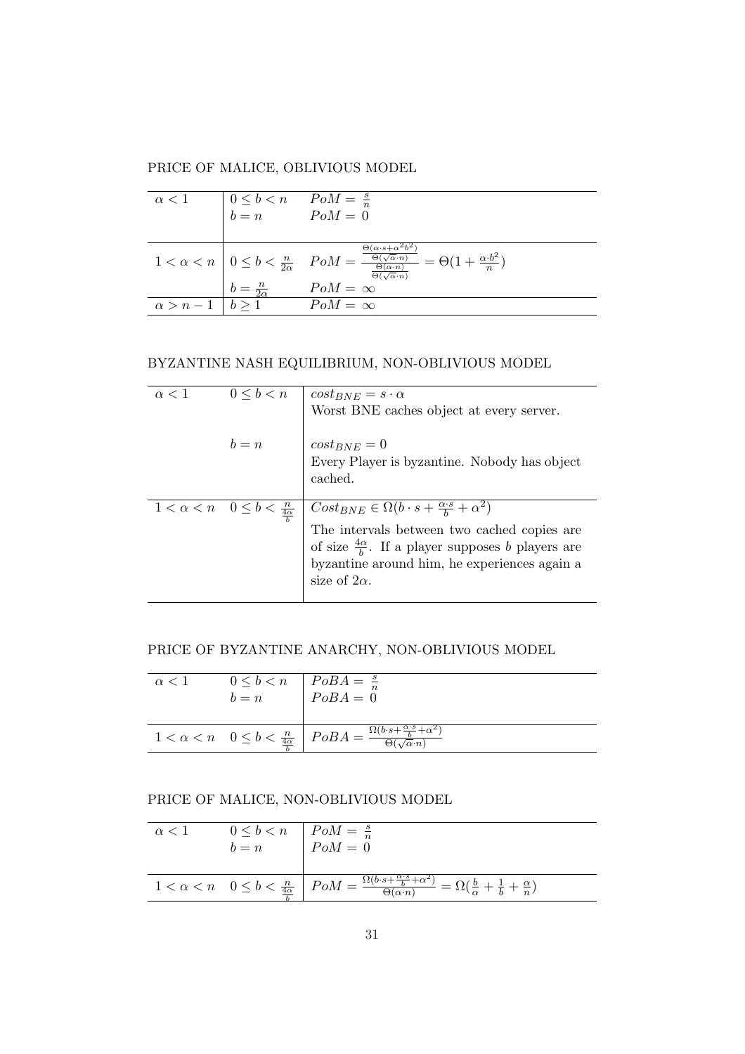PRICE OF MALICE, OBLIVIOUS MODEL

| | | |
|---|---|---|
| $\alpha < 1$ | $0 \leq b < n$ | $PoM = \frac{s}{n}$ |
| | $b = n$ | $PoM = 0$ |
| $1 < \alpha < n$ | $0 \leq b < \frac{n}{2\alpha}$ | $PoM = \frac{\frac{\Theta(\alpha \cdot s + \alpha^2 b^2)}{\Theta(\sqrt{\alpha} \cdot n)}}{\frac{\Theta(\alpha \cdot n)}{\Theta(\sqrt{\alpha} \cdot n)}} = \Theta(1 + \frac{\alpha \cdot b^2}{n})$ |
| | $b = \frac{n}{2\alpha}$ | $PoM = \infty$ |
| $\alpha > n - 1$ | $b \geq 1$ | $PoM = \infty$ |

BYZANTINE NASH EQUILIBRIUM, NON-OBLIVIOUS MODEL

| | | |
|---|---|---|
| $\alpha < 1$ | $0 \leq b < n$ | $cost_{BNE} = s \cdot \alpha$<br>Worst BNE caches object at every server. |
| | $b = n$ | $cost_{BNE} = 0$<br>Every Player is byzantine. Nobody has object cached. |
| $1 < \alpha < n$ | $0 \leq b < \frac{n}{\frac{4\alpha}{b}}$ | $Cost_{BNE} \in \Omega(b \cdot s + \frac{\alpha \cdot s}{b} + \alpha^2)$<br>The intervals between two cached copies are of size $\frac{4\alpha}{b}$. If a player supposes $b$ players are byzantine around him, he experiences again a size of $2\alpha$. |

PRICE OF BYZANTINE ANARCHY, NON-OBLIVIOUS MODEL

| | | |
|---|---|---|
| $\alpha < 1$ | $0 \leq b < n$ | $PoBA = \frac{s}{n}$ |
| | $b = n$ | $PoBA = 0$ |
| $1 < \alpha < n$ | $0 \leq b < \frac{n}{\frac{4\alpha}{b}}$ | $PoBA = \frac{\Omega(b \cdot s + \frac{\alpha \cdot s}{b} + \alpha^2)}{\Theta(\sqrt{\alpha} \cdot n)}$ |

PRICE OF MALICE, NON-OBLIVIOUS MODEL

| | | |
|---|---|---|
| $\alpha < 1$ | $0 \leq b < n$ | $PoM = \frac{s}{n}$ |
| | $b = n$ | $PoM = 0$ |
| $1 < \alpha < n$ | $0 \leq b < \frac{n}{\frac{4\alpha}{b}}$ | $PoM = \frac{\Omega(b \cdot s + \frac{\alpha \cdot s}{b} + \alpha^2)}{\Theta(\alpha \cdot n)} = \Omega(\frac{b}{\alpha} + \frac{1}{b} + \frac{\alpha}{n})$ |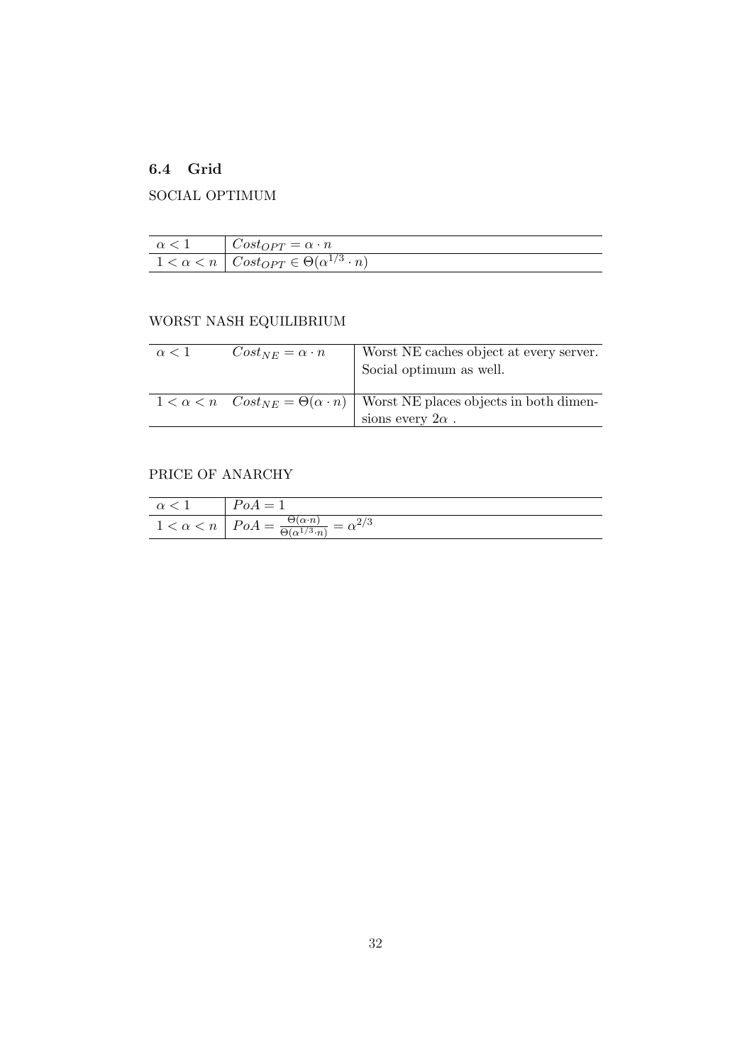### 6.4 Grid

SOCIAL OPTIMUM

| | |
|---|---|
| $\alpha < 1$ | $Cost_{OPT} = \alpha \cdot n$ |
| $1 < \alpha < n$ | $Cost_{OPT} \in \Theta(\alpha^{1/3} \cdot n)$ |

WORST NASH EQUILIBRIUM

| | | |
|---|---|---|
| $\alpha < 1$ | $Cost_{NE} = \alpha \cdot n$ | Worst NE caches object at every server. Social optimum as well. |
| $1 < \alpha < n$ | $Cost_{NE} = \Theta(\alpha \cdot n)$ | Worst NE places objects in both dimensions every $2\alpha$ . |

PRICE OF ANARCHY

| | |
|---|---|
| $\alpha < 1$ | $PoA = 1$ |
| $1 < \alpha < n$ | $PoA = \frac{\Theta(\alpha \cdot n)}{\Theta(\alpha^{1/3} \cdot n)} = \alpha^{2/3}$ |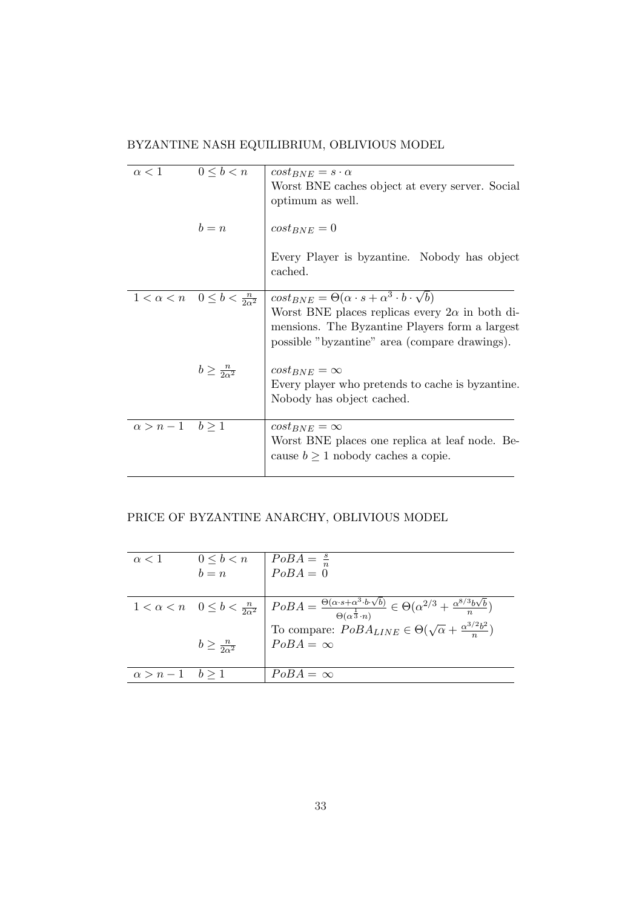BYZANTINE NASH EQUILIBRIUM, OBLIVIOUS MODEL

| | | |
|---|---|---|
| $\alpha < 1$ | $0 \leq b < n$ | $cost_{BNE} = s \cdot \alpha$ <br> Worst BNE caches object at every server. Social optimum as well. |
| | $b = n$ | $cost_{BNE} = 0$ <br><br> Every Player is byzantine. Nobody has object cached. |
| $1 < \alpha < n$ | $0 \leq b < \frac{n}{2\alpha^2}$ | $cost_{BNE} = \Theta(\alpha \cdot s + \alpha^3 \cdot b \cdot \sqrt{b})$ <br> Worst BNE places replicas every $2\alpha$ in both dimensions. The Byzantine Players form a largest possible "byzantine" area (compare drawings). |
| | $b \geq \frac{n}{2\alpha^2}$ | $cost_{BNE} = \infty$ <br> Every player who pretends to cache is byzantine. Nobody has object cached. |
| $\alpha > n - 1$ | $b \geq 1$ | $cost_{BNE} = \infty$ <br> Worst BNE places one replica at leaf node. Because $b \geq 1$ nobody caches a copie. |

PRICE OF BYZANTINE ANARCHY, OBLIVIOUS MODEL

| | | |
|---|---|---|
| $\alpha < 1$ | $0 \leq b < n$ <br> $b = n$ | $PoBA = \frac{s}{n}$ <br> $PoBA = 0$ |
| $1 < \alpha < n$ | $0 \leq b < \frac{n}{2\alpha^2}$ | $PoBA = \frac{\Theta(\alpha \cdot s + \alpha^3 \cdot b \cdot \sqrt{b})}{\Theta(\alpha^{\frac{1}{3}} \cdot n)} \in \Theta(\alpha^{2/3} + \frac{\alpha^{8/3} b \sqrt{b}}{n})$ <br> To compare: $PoBA_{LINE} \in \Theta(\sqrt{\alpha} + \frac{\alpha^{3/2} b^2}{n})$ |
| | $b \geq \frac{n}{2\alpha^2}$ | $PoBA = \infty$ |
| $\alpha > n - 1$ | $b \geq 1$ | $PoBA = \infty$ |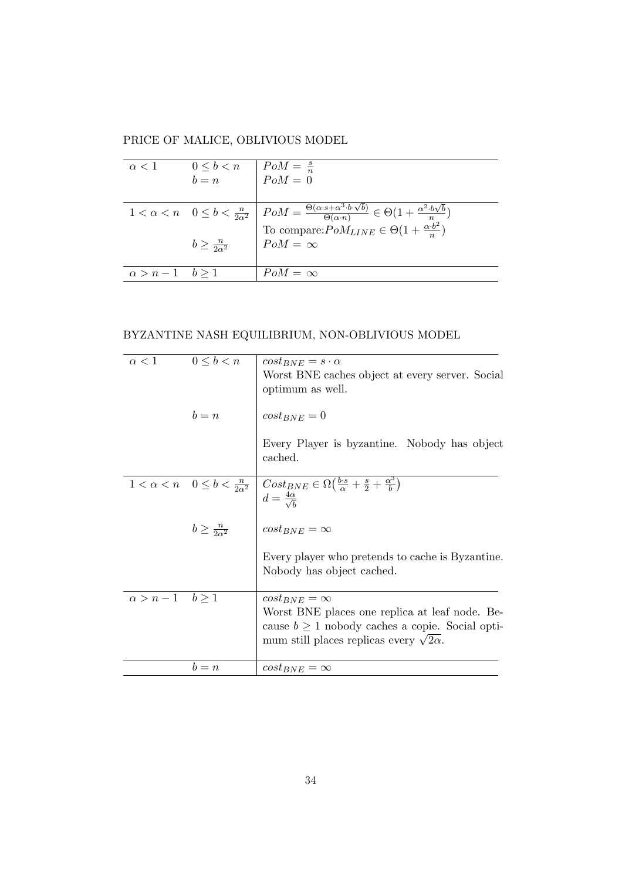PRICE OF MALICE, OBLIVIOUS MODEL

| | | |
|---|---|---|
| $\alpha < 1$ | $0 \leq b < n$ | $PoM = \frac{s}{n}$ |
| | $b = n$ | $PoM = 0$ |
| $1 < \alpha < n$ | $0 \leq b < \frac{n}{2\alpha^2}$ | $PoM = \frac{\Theta(\alpha \cdot s + \alpha^3 \cdot b \cdot \sqrt{b})}{\Theta(\alpha \cdot n)} \in \Theta(1 + \frac{\alpha^2 \cdot b\sqrt{b}}{n})$ To compare: $PoM_{LINE} \in \Theta(1 + \frac{\alpha \cdot b^2}{n})$ |
| | $b \geq \frac{n}{2\alpha^2}$ | $PoM = \infty$ |
| $\alpha > n - 1$ | $b \geq 1$ | $PoM = \infty$ |

BYZANTINE NASH EQUILIBRIUM, NON-OBLIVIOUS MODEL

| | | |
|---|---|---|
| $\alpha < 1$ | $0 \leq b < n$ | $cost_{BNE} = s \cdot \alpha$ Worst BNE caches object at every server. Social optimum as well. |
| | $b = n$ | $cost_{BNE} = 0$ Every Player is byzantine. Nobody has object cached. |
| $1 < \alpha < n$ | $0 \leq b < \frac{n}{2\alpha^2}$ | $Cost_{BNE} \in \Omega\left(\frac{b \cdot s}{\alpha} + \frac{s}{2} + \frac{\alpha^3}{b}\right)$ $d = \frac{4\alpha}{\sqrt{b}}$ |
| | $b \geq \frac{n}{2\alpha^2}$ | $cost_{BNE} = \infty$ Every player who pretends to cache is Byzantine. Nobody has object cached. |
| $\alpha > n - 1$ | $b \geq 1$ | $cost_{BNE} = \infty$ Worst BNE places one replica at leaf node. Because $b \geq 1$ nobody caches a copie. Social optimum still places replicas every $\sqrt{2\alpha}$. |
| | $b = n$ | $cost_{BNE} = \infty$ |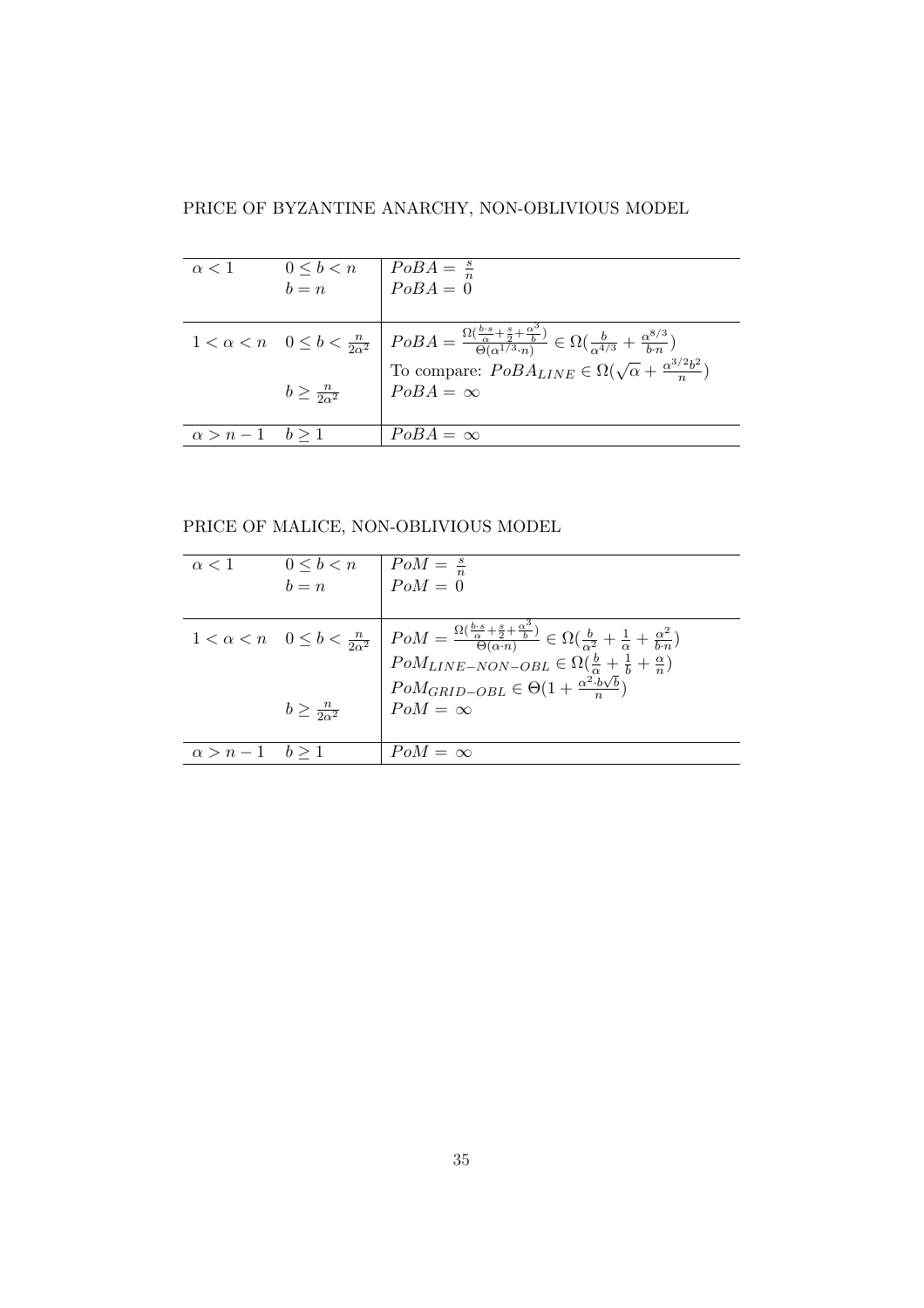PRICE OF BYZANTINE ANARCHY, NON-OBLIVIOUS MODEL

| | | |
|---|---|---|
| $\alpha < 1$ | $0 \le b < n$ | $PoBA = \frac{s}{n}$ |
| | $b = n$ | $PoBA = 0$ |
| $1 < \alpha < n$ | $0 \le b < \frac{n}{2\alpha^2}$ | $PoBA = \frac{\Omega(\frac{b \cdot s}{\alpha} + \frac{s}{2} + \frac{\alpha^3}{b})}{\Theta(\alpha^{1/3} \cdot n)} \in \Omega(\frac{b}{\alpha^{4/3}} + \frac{\alpha^{8/3}}{b \cdot n})$ |
| | | To compare: $PoBA_{LINE} \in \Omega(\sqrt{\alpha} + \frac{\alpha^{3/2} b^2}{n})$ |
| | $b \ge \frac{n}{2\alpha^2}$ | $PoBA = \infty$ |
| $\alpha > n - 1$ | $b \ge 1$ | $PoBA = \infty$ |

PRICE OF MALICE, NON-OBLIVIOUS MODEL

| | | |
|---|---|---|
| $\alpha < 1$ | $0 \le b < n$ | $PoM = \frac{s}{n}$ |
| | $b = n$ | $PoM = 0$ |
| $1 < \alpha < n$ | $0 \le b < \frac{n}{2\alpha^2}$ | $PoM = \frac{\Omega(\frac{b \cdot s}{\alpha} + \frac{s}{2} + \frac{\alpha^3}{b})}{\Theta(\alpha \cdot n)} \in \Omega(\frac{b}{\alpha^2} + \frac{1}{\alpha} + \frac{\alpha^2}{b \cdot n})$ |
| | | $PoM_{LINE-NON-OBL} \in \Omega(\frac{b}{\alpha} + \frac{1}{b} + \frac{\alpha}{n})$ |
| | | $PoM_{GRID-OBL} \in \Theta(1 + \frac{\alpha^2 \cdot b\sqrt{b}}{n})$ |
| | $b \ge \frac{n}{2\alpha^2}$ | $PoM = \infty$ |
| $\alpha > n - 1$ | $b \ge 1$ | $PoM = \infty$ |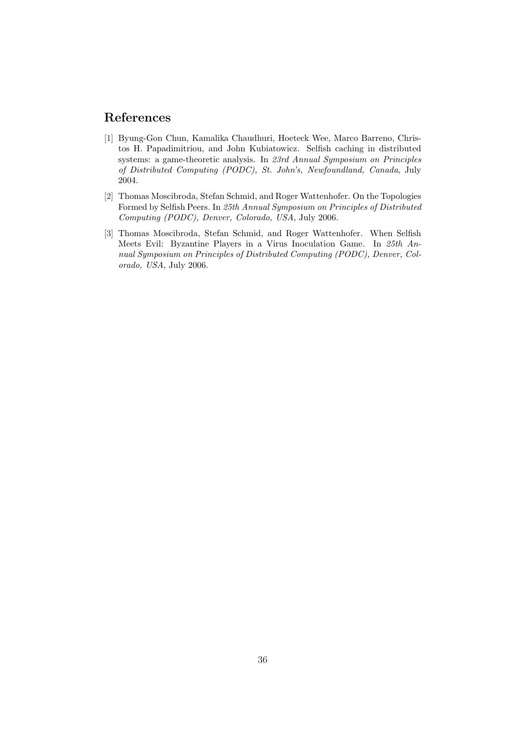## References

[1] Byung-Gon Chun, Kamalika Chaudhuri, Hoeteck Wee, Marco Barreno, Christos H. Papadimitriou, and John Kubiatowicz. Selfish caching in distributed systems: a game-theoretic analysis. In *23rd Annual Symposium on Principles of Distributed Computing (PODC), St. John's, Newfoundland, Canada*, July 2004.

[2] Thomas Moscibroda, Stefan Schmid, and Roger Wattenhofer. On the Topologies Formed by Selfish Peers. In *25th Annual Symposium on Principles of Distributed Computing (PODC), Denver, Colorado, USA*, July 2006.

[3] Thomas Moscibroda, Stefan Schmid, and Roger Wattenhofer. When Selfish Meets Evil: Byzantine Players in a Virus Inoculation Game. In *25th Annual Symposium on Principles of Distributed Computing (PODC), Denver, Colorado, USA*, July 2006.